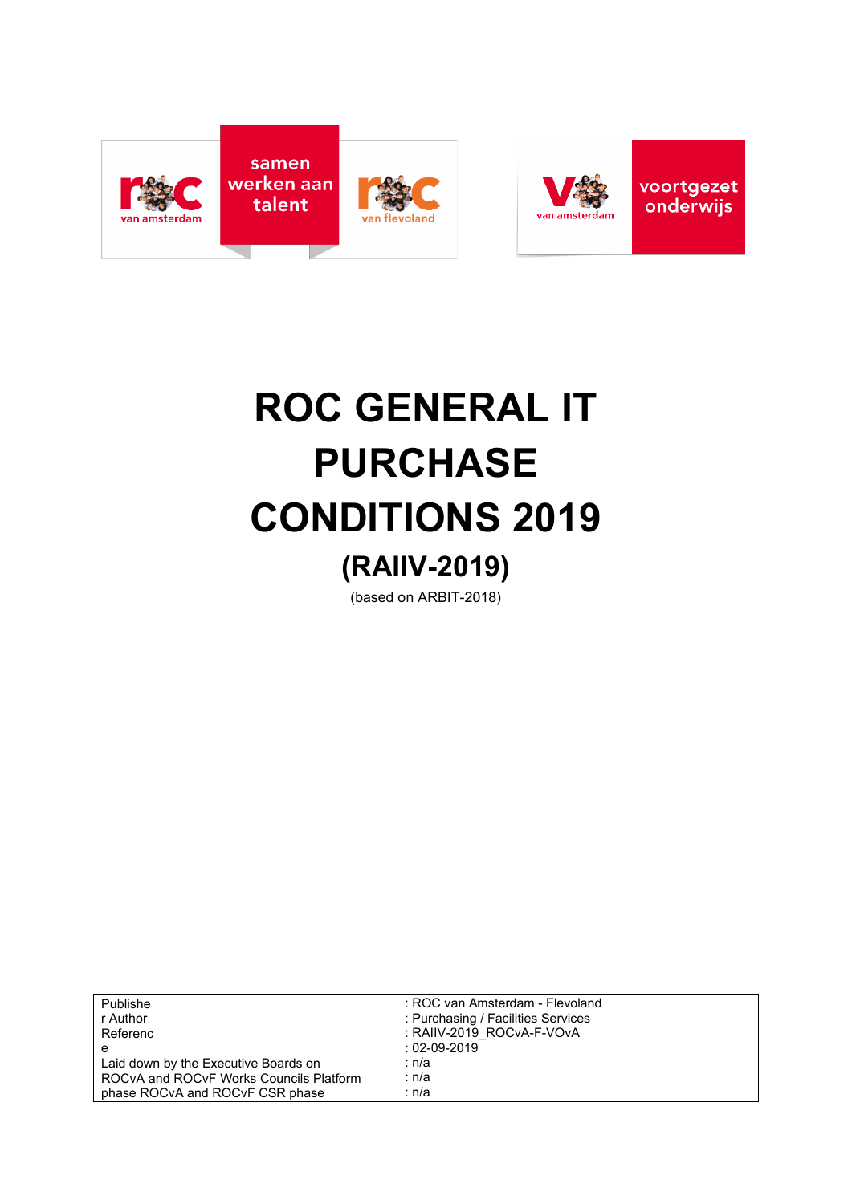samen werken aan talent

roc van amsterdam

roc van flevoland

V van amsterdam

voortgezet onderwijs

# ROC GENERAL IT PURCHASE CONDITIONS 2019

## (RAIIV-2019)

(based on ARBIT-2018)

| | |
|---|---|
| Publisher | : ROC van Amsterdam - Flevoland |
| Author | : Purchasing / Facilities Services |
| Reference | : RAIIV-2019_ROCvA-F-VOvA |
| Laid down by the Executive Boards on | : 02-09-2019 |
| ROCvA and ROCvF Works Councils Platform phase | : n/a |
| ROCvA and ROCvF CSR phase | : n/a |
| | : n/a |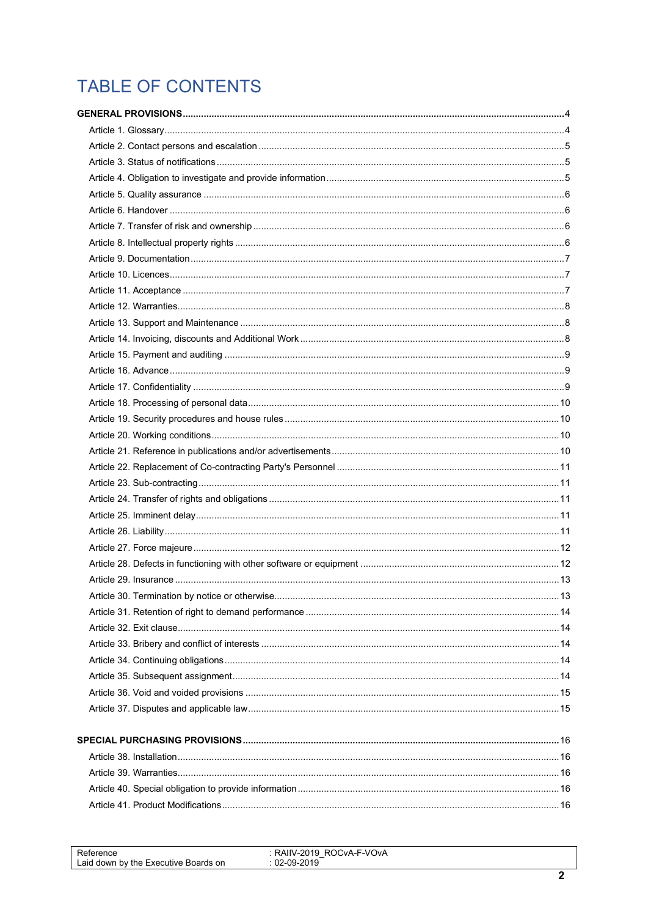# TABLE OF CONTENTS

**GENERAL PROVISIONS** ..... 4

- Article 1. Glossary ..... 4
- Article 2. Contact persons and escalation ..... 5
- Article 3. Status of notifications ..... 5
- Article 4. Obligation to investigate and provide information ..... 5
- Article 5. Quality assurance ..... 6
- Article 6. Handover ..... 6
- Article 7. Transfer of risk and ownership ..... 6
- Article 8. Intellectual property rights ..... 6
- Article 9. Documentation ..... 7
- Article 10. Licences ..... 7
- Article 11. Acceptance ..... 7
- Article 12. Warranties ..... 8
- Article 13. Support and Maintenance ..... 8
- Article 14. Invoicing, discounts and Additional Work ..... 8
- Article 15. Payment and auditing ..... 9
- Article 16. Advance ..... 9
- Article 17. Confidentiality ..... 9
- Article 18. Processing of personal data ..... 10
- Article 19. Security procedures and house rules ..... 10
- Article 20. Working conditions ..... 10
- Article 21. Reference in publications and/or advertisements ..... 10
- Article 22. Replacement of Co-contracting Party's Personnel ..... 11
- Article 23. Sub-contracting ..... 11
- Article 24. Transfer of rights and obligations ..... 11
- Article 25. Imminent delay ..... 11
- Article 26. Liability ..... 11
- Article 27. Force majeure ..... 12
- Article 28. Defects in functioning with other software or equipment ..... 12
- Article 29. Insurance ..... 13
- Article 30. Termination by notice or otherwise ..... 13
- Article 31. Retention of right to demand performance ..... 14
- Article 32. Exit clause ..... 14
- Article 33. Bribery and conflict of interests ..... 14
- Article 34. Continuing obligations ..... 14
- Article 35. Subsequent assignment ..... 14
- Article 36. Void and voided provisions ..... 15
- Article 37. Disputes and applicable law ..... 15

**SPECIAL PURCHASING PROVISIONS** ..... 16

- Article 38. Installation ..... 16
- Article 39. Warranties ..... 16
- Article 40. Special obligation to provide information ..... 16
- Article 41. Product Modifications ..... 16

| Reference | : RAIIV-2019_ROCvA-F-VOvA |
|---|---|
| Laid down by the Executive Boards on | : 02-09-2019 |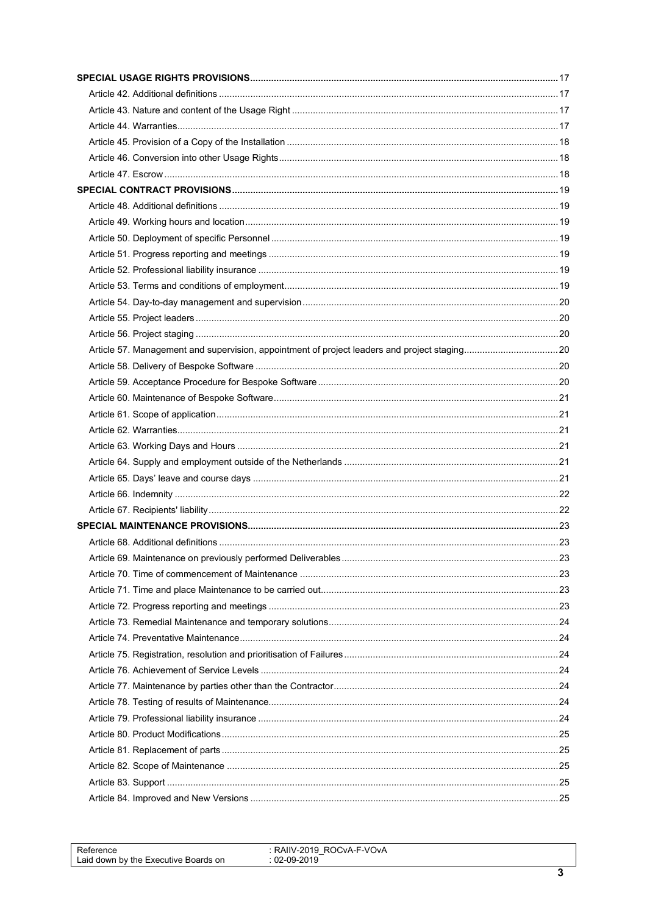**SPECIAL USAGE RIGHTS PROVISIONS** ..... 17
- Article 42. Additional definitions ..... 17
- Article 43. Nature and content of the Usage Right ..... 17
- Article 44. Warranties ..... 17
- Article 45. Provision of a Copy of the Installation ..... 18
- Article 46. Conversion into other Usage Rights ..... 18
- Article 47. Escrow ..... 18

**SPECIAL CONTRACT PROVISIONS** ..... 19
- Article 48. Additional definitions ..... 19
- Article 49. Working hours and location ..... 19
- Article 50. Deployment of specific Personnel ..... 19
- Article 51. Progress reporting and meetings ..... 19
- Article 52. Professional liability insurance ..... 19
- Article 53. Terms and conditions of employment ..... 19
- Article 54. Day-to-day management and supervision ..... 20
- Article 55. Project leaders ..... 20
- Article 56. Project staging ..... 20
- Article 57. Management and supervision, appointment of project leaders and project staging ..... 20
- Article 58. Delivery of Bespoke Software ..... 20
- Article 59. Acceptance Procedure for Bespoke Software ..... 20
- Article 60. Maintenance of Bespoke Software ..... 21
- Article 61. Scope of application ..... 21
- Article 62. Warranties ..... 21
- Article 63. Working Days and Hours ..... 21
- Article 64. Supply and employment outside of the Netherlands ..... 21
- Article 65. Days' leave and course days ..... 21
- Article 66. Indemnity ..... 22
- Article 67. Recipients' liability ..... 22

**SPECIAL MAINTENANCE PROVISIONS** ..... 23
- Article 68. Additional definitions ..... 23
- Article 69. Maintenance on previously performed Deliverables ..... 23
- Article 70. Time of commencement of Maintenance ..... 23
- Article 71. Time and place Maintenance to be carried out ..... 23
- Article 72. Progress reporting and meetings ..... 23
- Article 73. Remedial Maintenance and temporary solutions ..... 24
- Article 74. Preventative Maintenance ..... 24
- Article 75. Registration, resolution and prioritisation of Failures ..... 24
- Article 76. Achievement of Service Levels ..... 24
- Article 77. Maintenance by parties other than the Contractor ..... 24
- Article 78. Testing of results of Maintenance ..... 24
- Article 79. Professional liability insurance ..... 24
- Article 80. Product Modifications ..... 25
- Article 81. Replacement of parts ..... 25
- Article 82. Scope of Maintenance ..... 25
- Article 83. Support ..... 25
- Article 84. Improved and New Versions ..... 25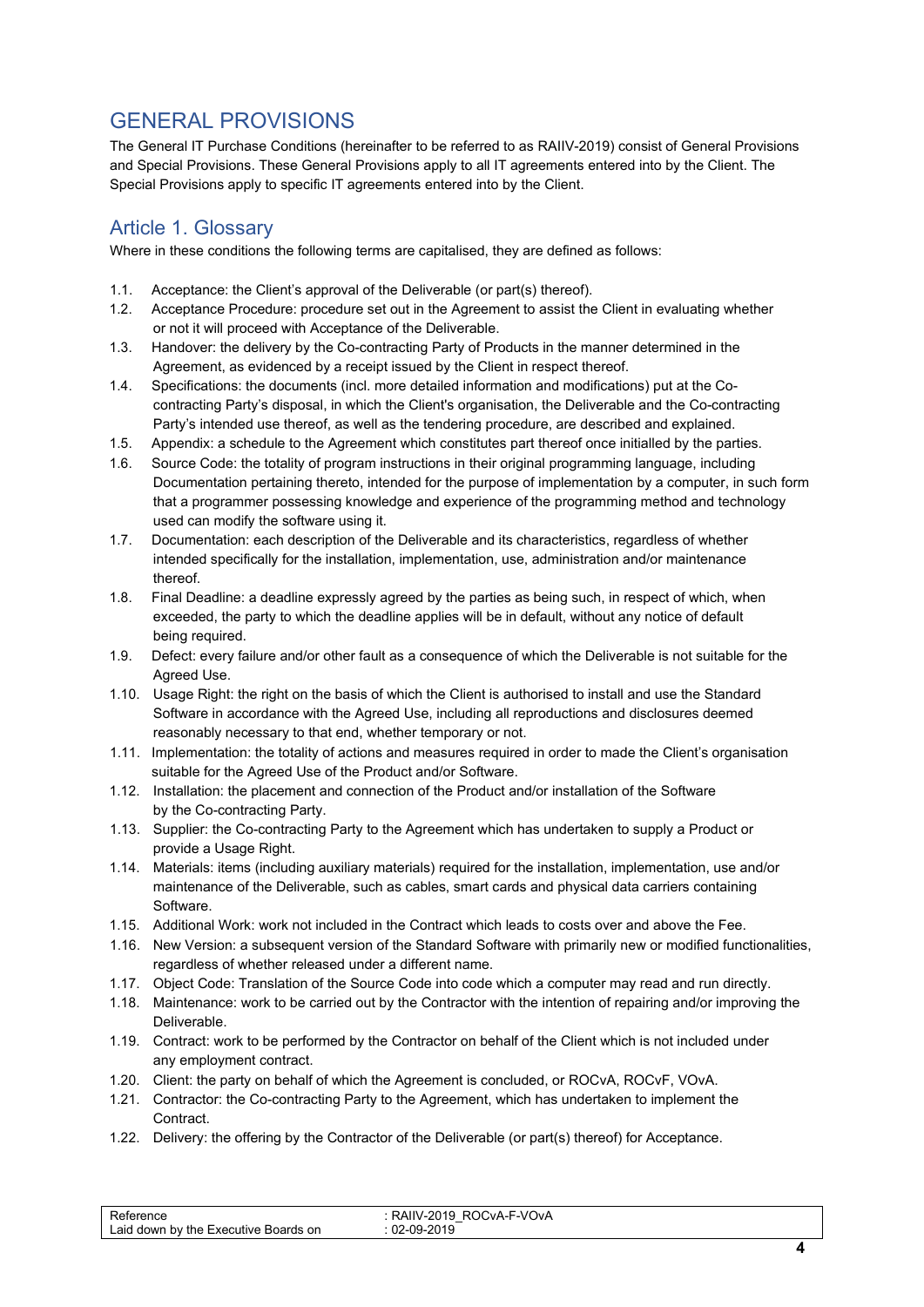# GENERAL PROVISIONS

The General IT Purchase Conditions (hereinafter to be referred to as RAIIV-2019) consist of General Provisions and Special Provisions. These General Provisions apply to all IT agreements entered into by the Client. The Special Provisions apply to specific IT agreements entered into by the Client.

## Article 1. Glossary

Where in these conditions the following terms are capitalised, they are defined as follows:

1.1. Acceptance: the Client's approval of the Deliverable (or part(s) thereof).

1.2. Acceptance Procedure: procedure set out in the Agreement to assist the Client in evaluating whether or not it will proceed with Acceptance of the Deliverable.

1.3. Handover: the delivery by the Co-contracting Party of Products in the manner determined in the Agreement, as evidenced by a receipt issued by the Client in respect thereof.

1.4. Specifications: the documents (incl. more detailed information and modifications) put at the Co-contracting Party's disposal, in which the Client's organisation, the Deliverable and the Co-contracting Party's intended use thereof, as well as the tendering procedure, are described and explained.

1.5. Appendix: a schedule to the Agreement which constitutes part thereof once initialled by the parties.

1.6. Source Code: the totality of program instructions in their original programming language, including Documentation pertaining thereto, intended for the purpose of implementation by a computer, in such form that a programmer possessing knowledge and experience of the programming method and technology used can modify the software using it.

1.7. Documentation: each description of the Deliverable and its characteristics, regardless of whether intended specifically for the installation, implementation, use, administration and/or maintenance thereof.

1.8. Final Deadline: a deadline expressly agreed by the parties as being such, in respect of which, when exceeded, the party to which the deadline applies will be in default, without any notice of default being required.

1.9. Defect: every failure and/or other fault as a consequence of which the Deliverable is not suitable for the Agreed Use.

1.10. Usage Right: the right on the basis of which the Client is authorised to install and use the Standard Software in accordance with the Agreed Use, including all reproductions and disclosures deemed reasonably necessary to that end, whether temporary or not.

1.11. Implementation: the totality of actions and measures required in order to made the Client's organisation suitable for the Agreed Use of the Product and/or Software.

1.12. Installation: the placement and connection of the Product and/or installation of the Software by the Co-contracting Party.

1.13. Supplier: the Co-contracting Party to the Agreement which has undertaken to supply a Product or provide a Usage Right.

1.14. Materials: items (including auxiliary materials) required for the installation, implementation, use and/or maintenance of the Deliverable, such as cables, smart cards and physical data carriers containing Software.

1.15. Additional Work: work not included in the Contract which leads to costs over and above the Fee.

1.16. New Version: a subsequent version of the Standard Software with primarily new or modified functionalities, regardless of whether released under a different name.

1.17. Object Code: Translation of the Source Code into code which a computer may read and run directly.

1.18. Maintenance: work to be carried out by the Contractor with the intention of repairing and/or improving the Deliverable.

1.19. Contract: work to be performed by the Contractor on behalf of the Client which is not included under any employment contract.

1.20. Client: the party on behalf of which the Agreement is concluded, or ROCvA, ROCvF, VOvA.

1.21. Contractor: the Co-contracting Party to the Agreement, which has undertaken to implement the Contract.

1.22. Delivery: the offering by the Contractor of the Deliverable (or part(s) thereof) for Acceptance.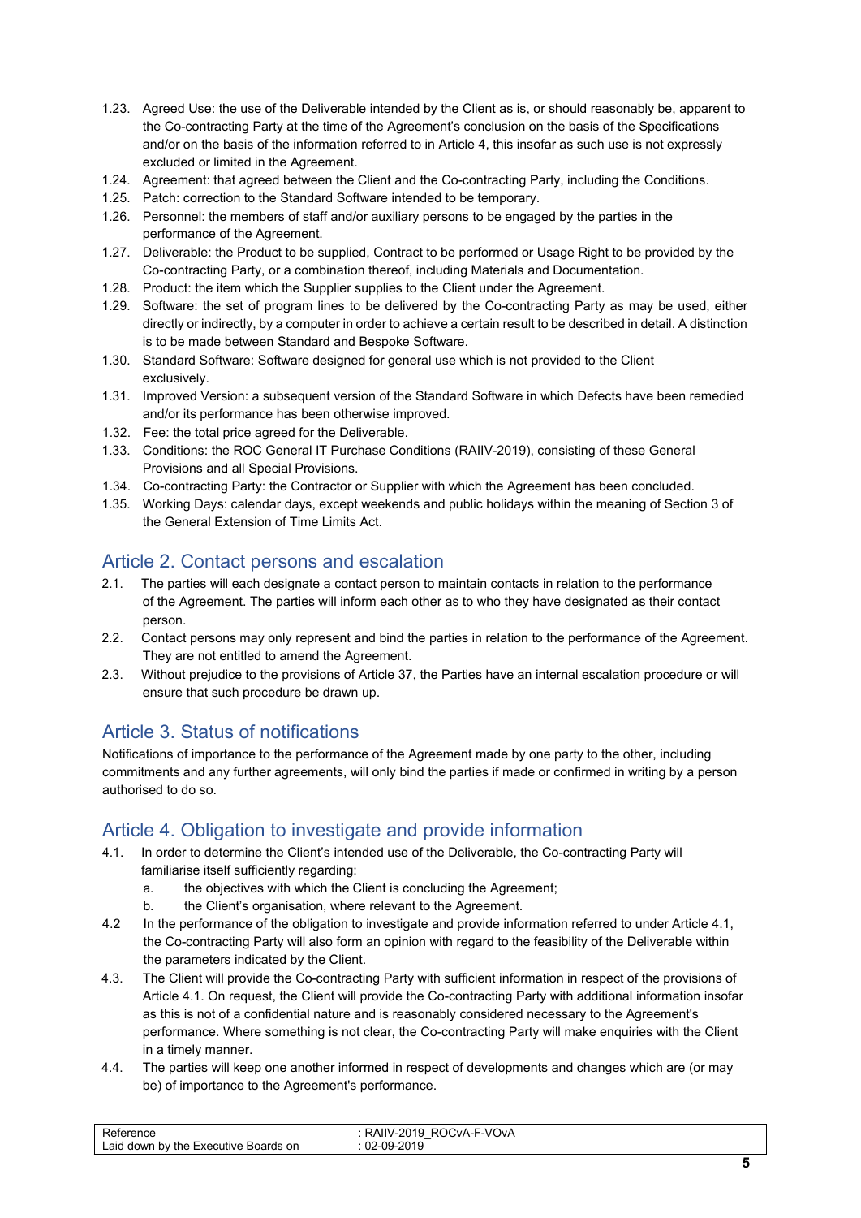1.23. Agreed Use: the use of the Deliverable intended by the Client as is, or should reasonably be, apparent to the Co-contracting Party at the time of the Agreement's conclusion on the basis of the Specifications and/or on the basis of the information referred to in Article 4, this insofar as such use is not expressly excluded or limited in the Agreement.

1.24. Agreement: that agreed between the Client and the Co-contracting Party, including the Conditions.

1.25. Patch: correction to the Standard Software intended to be temporary.

1.26. Personnel: the members of staff and/or auxiliary persons to be engaged by the parties in the performance of the Agreement.

1.27. Deliverable: the Product to be supplied, Contract to be performed or Usage Right to be provided by the Co-contracting Party, or a combination thereof, including Materials and Documentation.

1.28. Product: the item which the Supplier supplies to the Client under the Agreement.

1.29. Software: the set of program lines to be delivered by the Co-contracting Party as may be used, either directly or indirectly, by a computer in order to achieve a certain result to be described in detail. A distinction is to be made between Standard and Bespoke Software.

1.30. Standard Software: Software designed for general use which is not provided to the Client exclusively.

1.31. Improved Version: a subsequent version of the Standard Software in which Defects have been remedied and/or its performance has been otherwise improved.

1.32. Fee: the total price agreed for the Deliverable.

1.33. Conditions: the ROC General IT Purchase Conditions (RAIIV-2019), consisting of these General Provisions and all Special Provisions.

1.34. Co-contracting Party: the Contractor or Supplier with which the Agreement has been concluded.

1.35. Working Days: calendar days, except weekends and public holidays within the meaning of Section 3 of the General Extension of Time Limits Act.

## Article 2. Contact persons and escalation

2.1. The parties will each designate a contact person to maintain contacts in relation to the performance of the Agreement. The parties will inform each other as to who they have designated as their contact person.

2.2. Contact persons may only represent and bind the parties in relation to the performance of the Agreement. They are not entitled to amend the Agreement.

2.3. Without prejudice to the provisions of Article 37, the Parties have an internal escalation procedure or will ensure that such procedure be drawn up.

## Article 3. Status of notifications

Notifications of importance to the performance of the Agreement made by one party to the other, including commitments and any further agreements, will only bind the parties if made or confirmed in writing by a person authorised to do so.

## Article 4. Obligation to investigate and provide information

4.1. In order to determine the Client's intended use of the Deliverable, the Co-contracting Party will familiarise itself sufficiently regarding:

a. the objectives with which the Client is concluding the Agreement;

b. the Client's organisation, where relevant to the Agreement.

4.2 In the performance of the obligation to investigate and provide information referred to under Article 4.1, the Co-contracting Party will also form an opinion with regard to the feasibility of the Deliverable within the parameters indicated by the Client.

4.3. The Client will provide the Co-contracting Party with sufficient information in respect of the provisions of Article 4.1. On request, the Client will provide the Co-contracting Party with additional information insofar as this is not of a confidential nature and is reasonably considered necessary to the Agreement's performance. Where something is not clear, the Co-contracting Party will make enquiries with the Client in a timely manner.

4.4. The parties will keep one another informed in respect of developments and changes which are (or may be) of importance to the Agreement's performance.

| Reference | : RAIIV-2019_ROCvA-F-VOvA |
| --- | --- |
| Laid down by the Executive Boards on | : 02-09-2019 |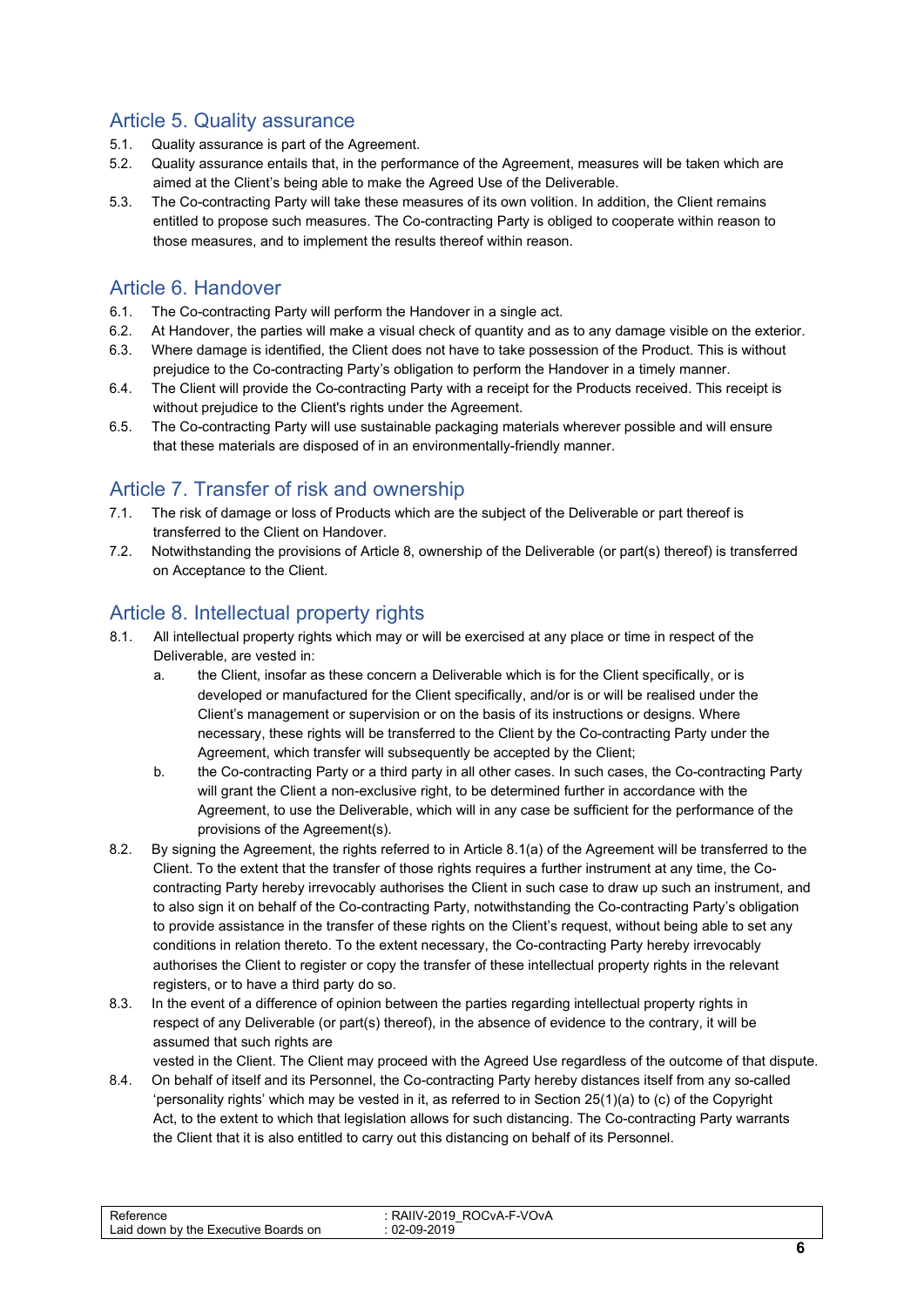## Article 5. Quality assurance

5.1. Quality assurance is part of the Agreement.

5.2. Quality assurance entails that, in the performance of the Agreement, measures will be taken which are aimed at the Client's being able to make the Agreed Use of the Deliverable.

5.3. The Co-contracting Party will take these measures of its own volition. In addition, the Client remains entitled to propose such measures. The Co-contracting Party is obliged to cooperate within reason to those measures, and to implement the results thereof within reason.

## Article 6. Handover

6.1. The Co-contracting Party will perform the Handover in a single act.

6.2. At Handover, the parties will make a visual check of quantity and as to any damage visible on the exterior.

6.3. Where damage is identified, the Client does not have to take possession of the Product. This is without prejudice to the Co-contracting Party's obligation to perform the Handover in a timely manner.

6.4. The Client will provide the Co-contracting Party with a receipt for the Products received. This receipt is without prejudice to the Client's rights under the Agreement.

6.5. The Co-contracting Party will use sustainable packaging materials wherever possible and will ensure that these materials are disposed of in an environmentally-friendly manner.

## Article 7. Transfer of risk and ownership

7.1. The risk of damage or loss of Products which are the subject of the Deliverable or part thereof is transferred to the Client on Handover.

7.2. Notwithstanding the provisions of Article 8, ownership of the Deliverable (or part(s) thereof) is transferred on Acceptance to the Client.

## Article 8. Intellectual property rights

8.1. All intellectual property rights which may or will be exercised at any place or time in respect of the Deliverable, are vested in:

a. the Client, insofar as these concern a Deliverable which is for the Client specifically, or is developed or manufactured for the Client specifically, and/or is or will be realised under the Client's management or supervision or on the basis of its instructions or designs. Where necessary, these rights will be transferred to the Client by the Co-contracting Party under the Agreement, which transfer will subsequently be accepted by the Client;

b. the Co-contracting Party or a third party in all other cases. In such cases, the Co-contracting Party will grant the Client a non-exclusive right, to be determined further in accordance with the Agreement, to use the Deliverable, which will in any case be sufficient for the performance of the provisions of the Agreement(s).

8.2. By signing the Agreement, the rights referred to in Article 8.1(a) of the Agreement will be transferred to the Client. To the extent that the transfer of those rights requires a further instrument at any time, the Co-contracting Party hereby irrevocably authorises the Client in such case to draw up such an instrument, and to also sign it on behalf of the Co-contracting Party, notwithstanding the Co-contracting Party's obligation to provide assistance in the transfer of these rights on the Client's request, without being able to set any conditions in relation thereto. To the extent necessary, the Co-contracting Party hereby irrevocably authorises the Client to register or copy the transfer of these intellectual property rights in the relevant registers, or to have a third party do so.

8.3. In the event of a difference of opinion between the parties regarding intellectual property rights in respect of any Deliverable (or part(s) thereof), in the absence of evidence to the contrary, it will be assumed that such rights are vested in the Client. The Client may proceed with the Agreed Use regardless of the outcome of that dispute.

8.4. On behalf of itself and its Personnel, the Co-contracting Party hereby distances itself from any so-called 'personality rights' which may be vested in it, as referred to in Section 25(1)(a) to (c) of the Copyright Act, to the extent to which that legislation allows for such distancing. The Co-contracting Party warrants the Client that it is also entitled to carry out this distancing on behalf of its Personnel.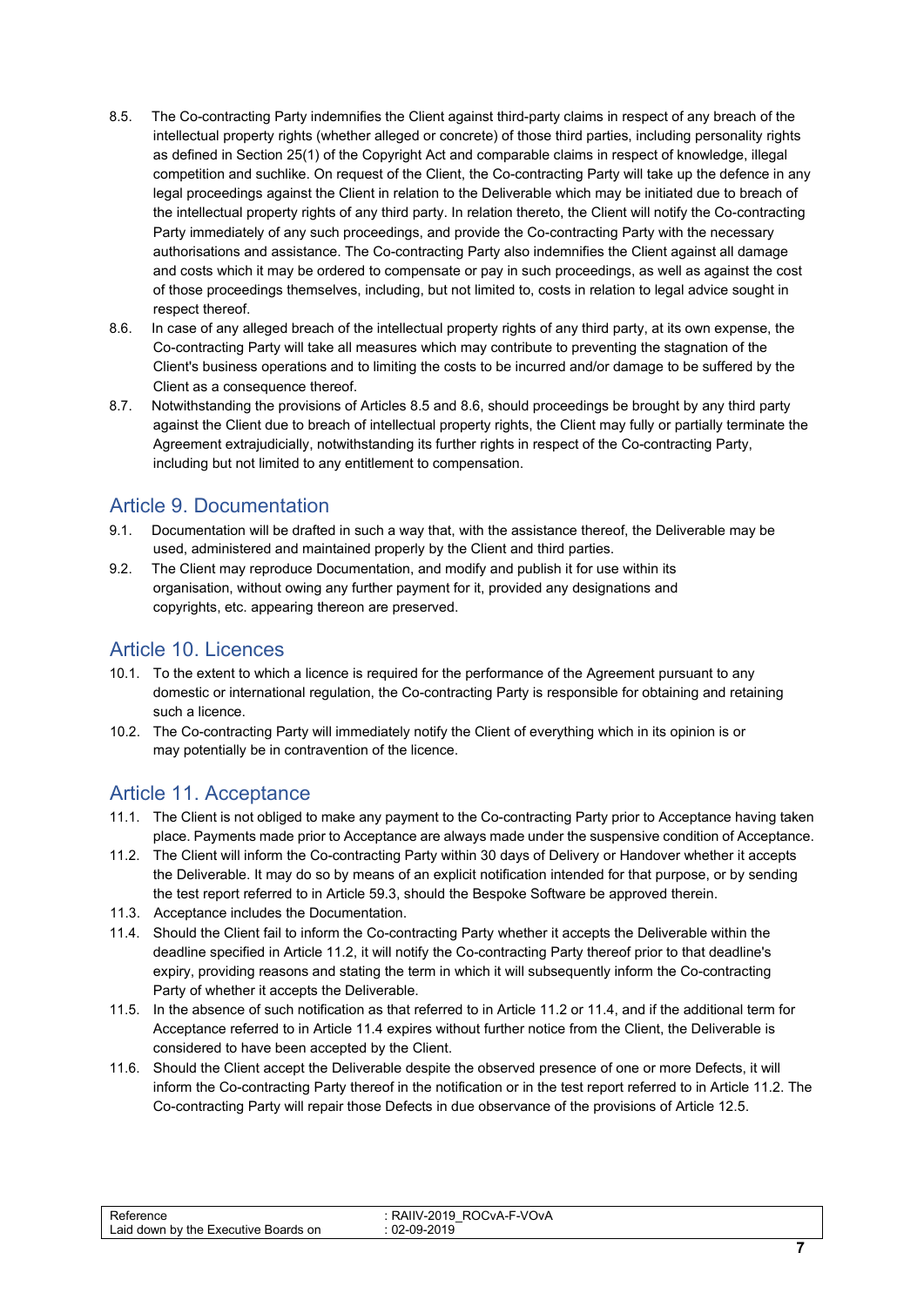8.5. The Co-contracting Party indemnifies the Client against third-party claims in respect of any breach of the intellectual property rights (whether alleged or concrete) of those third parties, including personality rights as defined in Section 25(1) of the Copyright Act and comparable claims in respect of knowledge, illegal competition and suchlike. On request of the Client, the Co-contracting Party will take up the defence in any legal proceedings against the Client in relation to the Deliverable which may be initiated due to breach of the intellectual property rights of any third party. In relation thereto, the Client will notify the Co-contracting Party immediately of any such proceedings, and provide the Co-contracting Party with the necessary authorisations and assistance. The Co-contracting Party also indemnifies the Client against all damage and costs which it may be ordered to compensate or pay in such proceedings, as well as against the cost of those proceedings themselves, including, but not limited to, costs in relation to legal advice sought in respect thereof.

8.6. In case of any alleged breach of the intellectual property rights of any third party, at its own expense, the Co-contracting Party will take all measures which may contribute to preventing the stagnation of the Client's business operations and to limiting the costs to be incurred and/or damage to be suffered by the Client as a consequence thereof.

8.7. Notwithstanding the provisions of Articles 8.5 and 8.6, should proceedings be brought by any third party against the Client due to breach of intellectual property rights, the Client may fully or partially terminate the Agreement extrajudicially, notwithstanding its further rights in respect of the Co-contracting Party, including but not limited to any entitlement to compensation.

## Article 9. Documentation

9.1. Documentation will be drafted in such a way that, with the assistance thereof, the Deliverable may be used, administered and maintained properly by the Client and third parties.

9.2. The Client may reproduce Documentation, and modify and publish it for use within its organisation, without owing any further payment for it, provided any designations and copyrights, etc. appearing thereon are preserved.

## Article 10. Licences

10.1. To the extent to which a licence is required for the performance of the Agreement pursuant to any domestic or international regulation, the Co-contracting Party is responsible for obtaining and retaining such a licence.

10.2. The Co-contracting Party will immediately notify the Client of everything which in its opinion is or may potentially be in contravention of the licence.

## Article 11. Acceptance

11.1. The Client is not obliged to make any payment to the Co-contracting Party prior to Acceptance having taken place. Payments made prior to Acceptance are always made under the suspensive condition of Acceptance.

11.2. The Client will inform the Co-contracting Party within 30 days of Delivery or Handover whether it accepts the Deliverable. It may do so by means of an explicit notification intended for that purpose, or by sending the test report referred to in Article 59.3, should the Bespoke Software be approved therein.

11.3. Acceptance includes the Documentation.

11.4. Should the Client fail to inform the Co-contracting Party whether it accepts the Deliverable within the deadline specified in Article 11.2, it will notify the Co-contracting Party thereof prior to that deadline's expiry, providing reasons and stating the term in which it will subsequently inform the Co-contracting Party of whether it accepts the Deliverable.

11.5. In the absence of such notification as that referred to in Article 11.2 or 11.4, and if the additional term for Acceptance referred to in Article 11.4 expires without further notice from the Client, the Deliverable is considered to have been accepted by the Client.

11.6. Should the Client accept the Deliverable despite the observed presence of one or more Defects, it will inform the Co-contracting Party thereof in the notification or in the test report referred to in Article 11.2. The Co-contracting Party will repair those Defects in due observance of the provisions of Article 12.5.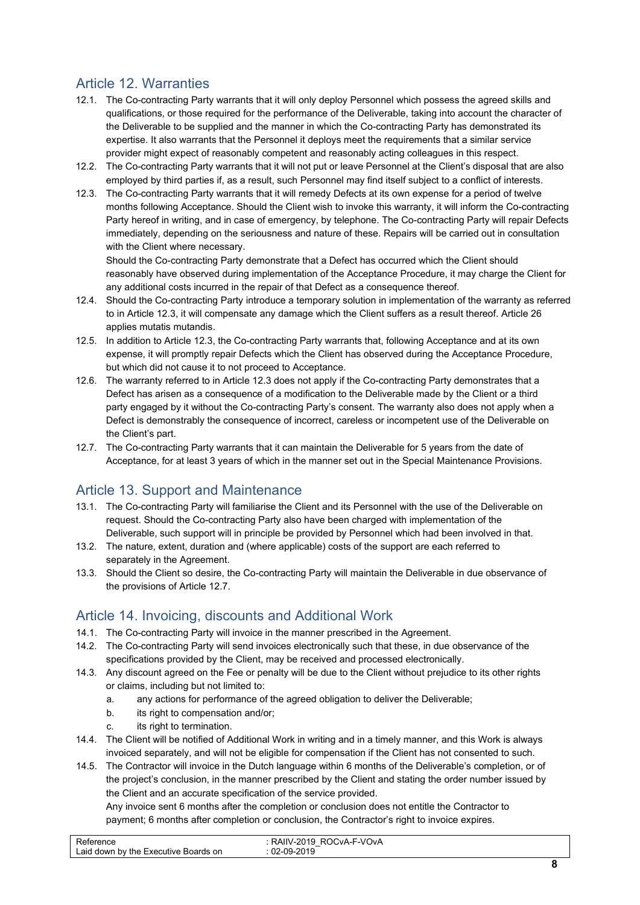## Article 12. Warranties

12.1. The Co-contracting Party warrants that it will only deploy Personnel which possess the agreed skills and qualifications, or those required for the performance of the Deliverable, taking into account the character of the Deliverable to be supplied and the manner in which the Co-contracting Party has demonstrated its expertise. It also warrants that the Personnel it deploys meet the requirements that a similar service provider might expect of reasonably competent and reasonably acting colleagues in this respect.

12.2. The Co-contracting Party warrants that it will not put or leave Personnel at the Client's disposal that are also employed by third parties if, as a result, such Personnel may find itself subject to a conflict of interests.

12.3. The Co-contracting Party warrants that it will remedy Defects at its own expense for a period of twelve months following Acceptance. Should the Client wish to invoke this warranty, it will inform the Co-contracting Party hereof in writing, and in case of emergency, by telephone. The Co-contracting Party will repair Defects immediately, depending on the seriousness and nature of these. Repairs will be carried out in consultation with the Client where necessary.
Should the Co-contracting Party demonstrate that a Defect has occurred which the Client should reasonably have observed during implementation of the Acceptance Procedure, it may charge the Client for any additional costs incurred in the repair of that Defect as a consequence thereof.

12.4. Should the Co-contracting Party introduce a temporary solution in implementation of the warranty as referred to in Article 12.3, it will compensate any damage which the Client suffers as a result thereof. Article 26 applies mutatis mutandis.

12.5. In addition to Article 12.3, the Co-contracting Party warrants that, following Acceptance and at its own expense, it will promptly repair Defects which the Client has observed during the Acceptance Procedure, but which did not cause it to not proceed to Acceptance.

12.6. The warranty referred to in Article 12.3 does not apply if the Co-contracting Party demonstrates that a Defect has arisen as a consequence of a modification to the Deliverable made by the Client or a third party engaged by it without the Co-contracting Party's consent. The warranty also does not apply when a Defect is demonstrably the consequence of incorrect, careless or incompetent use of the Deliverable on the Client's part.

12.7. The Co-contracting Party warrants that it can maintain the Deliverable for 5 years from the date of Acceptance, for at least 3 years of which in the manner set out in the Special Maintenance Provisions.

## Article 13. Support and Maintenance

13.1. The Co-contracting Party will familiarise the Client and its Personnel with the use of the Deliverable on request. Should the Co-contracting Party also have been charged with implementation of the Deliverable, such support will in principle be provided by Personnel which had been involved in that.

13.2. The nature, extent, duration and (where applicable) costs of the support are each referred to separately in the Agreement.

13.3. Should the Client so desire, the Co-contracting Party will maintain the Deliverable in due observance of the provisions of Article 12.7.

## Article 14. Invoicing, discounts and Additional Work

14.1. The Co-contracting Party will invoice in the manner prescribed in the Agreement.

14.2. The Co-contracting Party will send invoices electronically such that these, in due observance of the specifications provided by the Client, may be received and processed electronically.

14.3. Any discount agreed on the Fee or penalty will be due to the Client without prejudice to its other rights or claims, including but not limited to:

   a. any actions for performance of the agreed obligation to deliver the Deliverable;
   b. its right to compensation and/or;
   c. its right to termination.

14.4. The Client will be notified of Additional Work in writing and in a timely manner, and this Work is always invoiced separately, and will not be eligible for compensation if the Client has not consented to such.

14.5. The Contractor will invoice in the Dutch language within 6 months of the Deliverable's completion, or of the project's conclusion, in the manner prescribed by the Client and stating the order number issued by the Client and an accurate specification of the service provided.
Any invoice sent 6 months after the completion or conclusion does not entitle the Contractor to payment; 6 months after completion or conclusion, the Contractor's right to invoice expires.

| Reference | : RAIIV-2019_ROCvA-F-VOvA |
|---|---|
| Laid down by the Executive Boards on | : 02-09-2019 |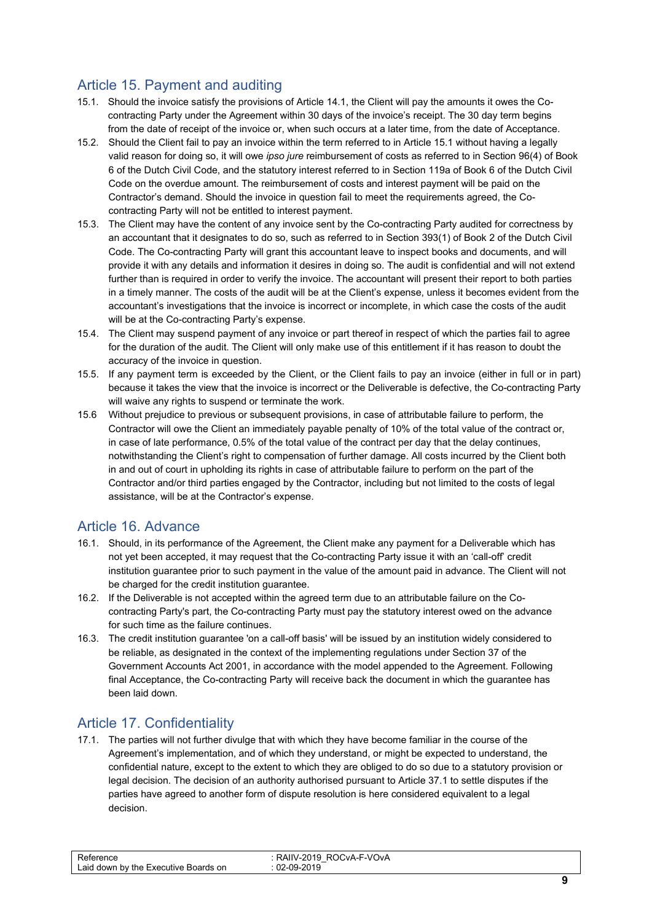## Article 15. Payment and auditing

15.1. Should the invoice satisfy the provisions of Article 14.1, the Client will pay the amounts it owes the Co-contracting Party under the Agreement within 30 days of the invoice's receipt. The 30 day term begins from the date of receipt of the invoice or, when such occurs at a later time, from the date of Acceptance.

15.2. Should the Client fail to pay an invoice within the term referred to in Article 15.1 without having a legally valid reason for doing so, it will owe *ipso jure* reimbursement of costs as referred to in Section 96(4) of Book 6 of the Dutch Civil Code, and the statutory interest referred to in Section 119a of Book 6 of the Dutch Civil Code on the overdue amount. The reimbursement of costs and interest payment will be paid on the Contractor's demand. Should the invoice in question fail to meet the requirements agreed, the Co-contracting Party will not be entitled to interest payment.

15.3. The Client may have the content of any invoice sent by the Co-contracting Party audited for correctness by an accountant that it designates to do so, such as referred to in Section 393(1) of Book 2 of the Dutch Civil Code. The Co-contracting Party will grant this accountant leave to inspect books and documents, and will provide it with any details and information it desires in doing so. The audit is confidential and will not extend further than is required in order to verify the invoice. The accountant will present their report to both parties in a timely manner. The costs of the audit will be at the Client's expense, unless it becomes evident from the accountant's investigations that the invoice is incorrect or incomplete, in which case the costs of the audit will be at the Co-contracting Party's expense.

15.4. The Client may suspend payment of any invoice or part thereof in respect of which the parties fail to agree for the duration of the audit. The Client will only make use of this entitlement if it has reason to doubt the accuracy of the invoice in question.

15.5. If any payment term is exceeded by the Client, or the Client fails to pay an invoice (either in full or in part) because it takes the view that the invoice is incorrect or the Deliverable is defective, the Co-contracting Party will waive any rights to suspend or terminate the work.

15.6 Without prejudice to previous or subsequent provisions, in case of attributable failure to perform, the Contractor will owe the Client an immediately payable penalty of 10% of the total value of the contract or, in case of late performance, 0.5% of the total value of the contract per day that the delay continues, notwithstanding the Client's right to compensation of further damage. All costs incurred by the Client both in and out of court in upholding its rights in case of attributable failure to perform on the part of the Contractor and/or third parties engaged by the Contractor, including but not limited to the costs of legal assistance, will be at the Contractor's expense.

## Article 16. Advance

16.1. Should, in its performance of the Agreement, the Client make any payment for a Deliverable which has not yet been accepted, it may request that the Co-contracting Party issue it with an 'call-off' credit institution guarantee prior to such payment in the value of the amount paid in advance. The Client will not be charged for the credit institution guarantee.

16.2. If the Deliverable is not accepted within the agreed term due to an attributable failure on the Co-contracting Party's part, the Co-contracting Party must pay the statutory interest owed on the advance for such time as the failure continues.

16.3. The credit institution guarantee 'on a call-off basis' will be issued by an institution widely considered to be reliable, as designated in the context of the implementing regulations under Section 37 of the Government Accounts Act 2001, in accordance with the model appended to the Agreement. Following final Acceptance, the Co-contracting Party will receive back the document in which the guarantee has been laid down.

## Article 17. Confidentiality

17.1. The parties will not further divulge that with which they have become familiar in the course of the Agreement's implementation, and of which they understand, or might be expected to understand, the confidential nature, except to the extent to which they are obliged to do so due to a statutory provision or legal decision. The decision of an authority authorised pursuant to Article 37.1 to settle disputes if the parties have agreed to another form of dispute resolution is here considered equivalent to a legal decision.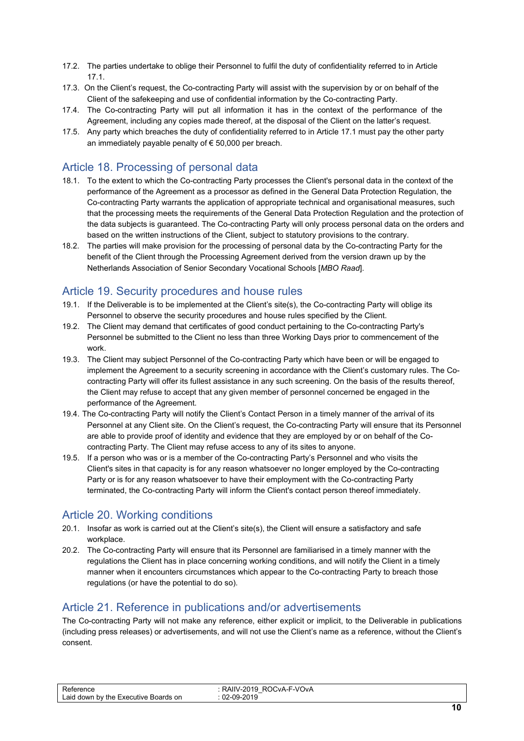17.2. The parties undertake to oblige their Personnel to fulfil the duty of confidentiality referred to in Article 17.1.

17.3. On the Client's request, the Co-contracting Party will assist with the supervision by or on behalf of the Client of the safekeeping and use of confidential information by the Co-contracting Party.

17.4. The Co-contracting Party will put all information it has in the context of the performance of the Agreement, including any copies made thereof, at the disposal of the Client on the latter's request.

17.5. Any party which breaches the duty of confidentiality referred to in Article 17.1 must pay the other party an immediately payable penalty of € 50,000 per breach.

## Article 18. Processing of personal data

18.1. To the extent to which the Co-contracting Party processes the Client's personal data in the context of the performance of the Agreement as a processor as defined in the General Data Protection Regulation, the Co-contracting Party warrants the application of appropriate technical and organisational measures, such that the processing meets the requirements of the General Data Protection Regulation and the protection of the data subjects is guaranteed. The Co-contracting Party will only process personal data on the orders and based on the written instructions of the Client, subject to statutory provisions to the contrary.

18.2. The parties will make provision for the processing of personal data by the Co-contracting Party for the benefit of the Client through the Processing Agreement derived from the version drawn up by the Netherlands Association of Senior Secondary Vocational Schools [*MBO Raad*].

## Article 19. Security procedures and house rules

19.1. If the Deliverable is to be implemented at the Client's site(s), the Co-contracting Party will oblige its Personnel to observe the security procedures and house rules specified by the Client.

19.2. The Client may demand that certificates of good conduct pertaining to the Co-contracting Party's Personnel be submitted to the Client no less than three Working Days prior to commencement of the work.

19.3. The Client may subject Personnel of the Co-contracting Party which have been or will be engaged to implement the Agreement to a security screening in accordance with the Client's customary rules. The Co-contracting Party will offer its fullest assistance in any such screening. On the basis of the results thereof, the Client may refuse to accept that any given member of personnel concerned be engaged in the performance of the Agreement.

19.4. The Co-contracting Party will notify the Client's Contact Person in a timely manner of the arrival of its Personnel at any Client site. On the Client's request, the Co-contracting Party will ensure that its Personnel are able to provide proof of identity and evidence that they are employed by or on behalf of the Co-contracting Party. The Client may refuse access to any of its sites to anyone.

19.5. If a person who was or is a member of the Co-contracting Party's Personnel and who visits the Client's sites in that capacity is for any reason whatsoever no longer employed by the Co-contracting Party or is for any reason whatsoever to have their employment with the Co-contracting Party terminated, the Co-contracting Party will inform the Client's contact person thereof immediately.

## Article 20. Working conditions

20.1. Insofar as work is carried out at the Client's site(s), the Client will ensure a satisfactory and safe workplace.

20.2. The Co-contracting Party will ensure that its Personnel are familiarised in a timely manner with the regulations the Client has in place concerning working conditions, and will notify the Client in a timely manner when it encounters circumstances which appear to the Co-contracting Party to breach those regulations (or have the potential to do so).

## Article 21. Reference in publications and/or advertisements

The Co-contracting Party will not make any reference, either explicit or implicit, to the Deliverable in publications (including press releases) or advertisements, and will not use the Client's name as a reference, without the Client's consent.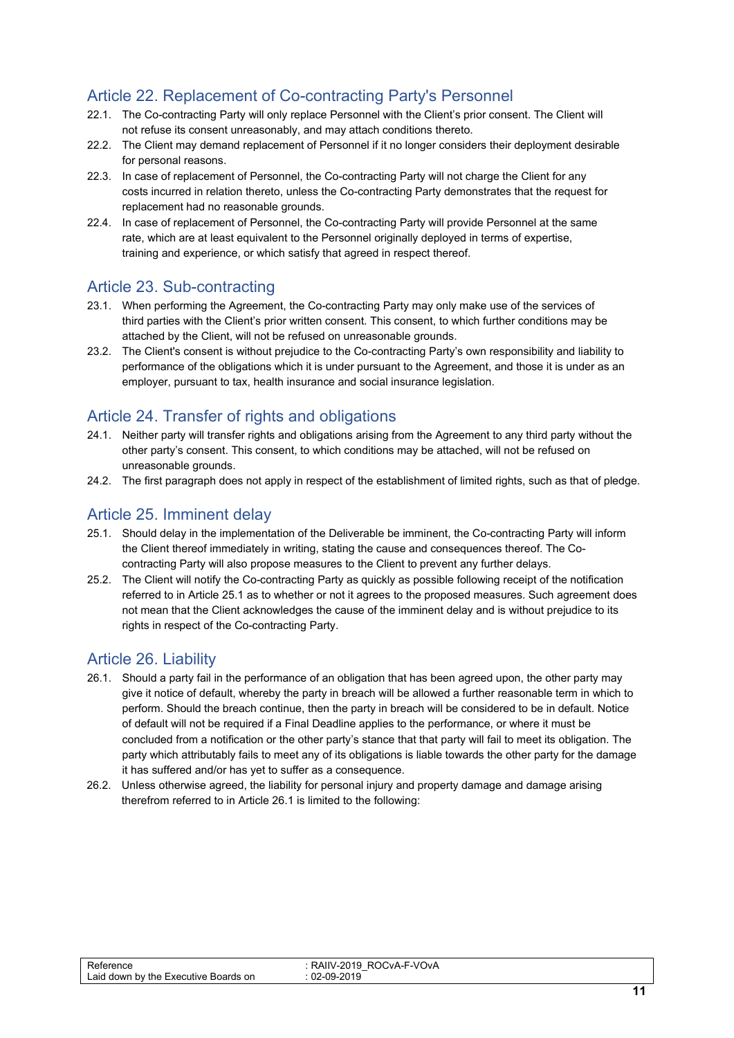## Article 22. Replacement of Co-contracting Party's Personnel

22.1. The Co-contracting Party will only replace Personnel with the Client's prior consent. The Client will not refuse its consent unreasonably, and may attach conditions thereto.

22.2. The Client may demand replacement of Personnel if it no longer considers their deployment desirable for personal reasons.

22.3. In case of replacement of Personnel, the Co-contracting Party will not charge the Client for any costs incurred in relation thereto, unless the Co-contracting Party demonstrates that the request for replacement had no reasonable grounds.

22.4. In case of replacement of Personnel, the Co-contracting Party will provide Personnel at the same rate, which are at least equivalent to the Personnel originally deployed in terms of expertise, training and experience, or which satisfy that agreed in respect thereof.

## Article 23. Sub-contracting

23.1. When performing the Agreement, the Co-contracting Party may only make use of the services of third parties with the Client's prior written consent. This consent, to which further conditions may be attached by the Client, will not be refused on unreasonable grounds.

23.2. The Client's consent is without prejudice to the Co-contracting Party's own responsibility and liability to performance of the obligations which it is under pursuant to the Agreement, and those it is under as an employer, pursuant to tax, health insurance and social insurance legislation.

## Article 24. Transfer of rights and obligations

24.1. Neither party will transfer rights and obligations arising from the Agreement to any third party without the other party's consent. This consent, to which conditions may be attached, will not be refused on unreasonable grounds.

24.2. The first paragraph does not apply in respect of the establishment of limited rights, such as that of pledge.

## Article 25. Imminent delay

25.1. Should delay in the implementation of the Deliverable be imminent, the Co-contracting Party will inform the Client thereof immediately in writing, stating the cause and consequences thereof. The Co-contracting Party will also propose measures to the Client to prevent any further delays.

25.2. The Client will notify the Co-contracting Party as quickly as possible following receipt of the notification referred to in Article 25.1 as to whether or not it agrees to the proposed measures. Such agreement does not mean that the Client acknowledges the cause of the imminent delay and is without prejudice to its rights in respect of the Co-contracting Party.

## Article 26. Liability

26.1. Should a party fail in the performance of an obligation that has been agreed upon, the other party may give it notice of default, whereby the party in breach will be allowed a further reasonable term in which to perform. Should the breach continue, then the party in breach will be considered to be in default. Notice of default will not be required if a Final Deadline applies to the performance, or where it must be concluded from a notification or the other party's stance that that party will fail to meet its obligation. The party which attributably fails to meet any of its obligations is liable towards the other party for the damage it has suffered and/or has yet to suffer as a consequence.

26.2. Unless otherwise agreed, the liability for personal injury and property damage and damage arising therefrom referred to in Article 26.1 is limited to the following: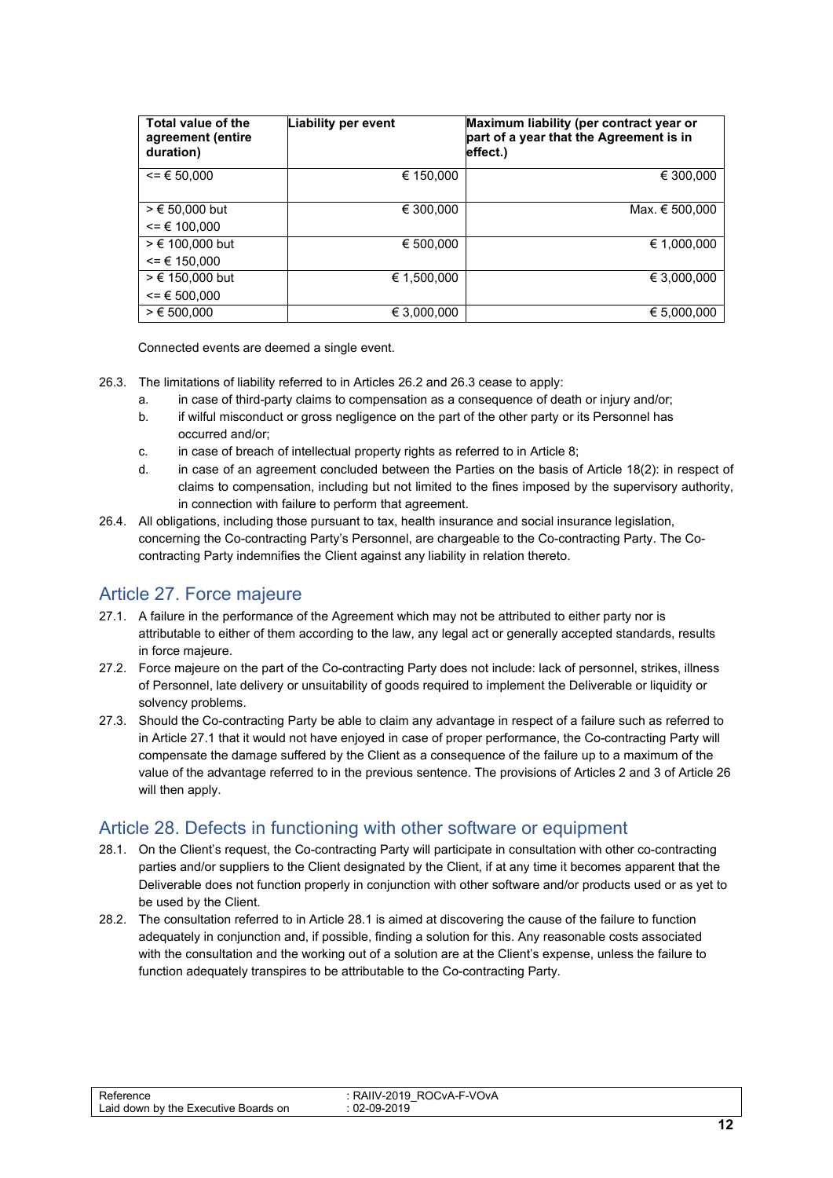| Total value of the agreement (entire duration) | Liability per event | Maximum liability (per contract year or part of a year that the Agreement is in effect.) |
|---|---|---|
| <= € 50,000 | € 150,000 | € 300,000 |
| > € 50,000 but <= € 100,000 | € 300,000 | Max. € 500,000 |
| > € 100,000 but <= € 150,000 | € 500,000 | € 1,000,000 |
| > € 150,000 but <= € 500,000 | € 1,500,000 | € 3,000,000 |
| > € 500,000 | € 3,000,000 | € 5,000,000 |

Connected events are deemed a single event.

26.3. The limitations of liability referred to in Articles 26.2 and 26.3 cease to apply:

a. in case of third-party claims to compensation as a consequence of death or injury and/or;

b. if wilful misconduct or gross negligence on the part of the other party or its Personnel has occurred and/or;

c. in case of breach of intellectual property rights as referred to in Article 8;

d. in case of an agreement concluded between the Parties on the basis of Article 18(2): in respect of claims to compensation, including but not limited to the fines imposed by the supervisory authority, in connection with failure to perform that agreement.

26.4. All obligations, including those pursuant to tax, health insurance and social insurance legislation, concerning the Co-contracting Party's Personnel, are chargeable to the Co-contracting Party. The Co-contracting Party indemnifies the Client against any liability in relation thereto.

## Article 27. Force majeure

27.1. A failure in the performance of the Agreement which may not be attributed to either party nor is attributable to either of them according to the law, any legal act or generally accepted standards, results in force majeure.

27.2. Force majeure on the part of the Co-contracting Party does not include: lack of personnel, strikes, illness of Personnel, late delivery or unsuitability of goods required to implement the Deliverable or liquidity or solvency problems.

27.3. Should the Co-contracting Party be able to claim any advantage in respect of a failure such as referred to in Article 27.1 that it would not have enjoyed in case of proper performance, the Co-contracting Party will compensate the damage suffered by the Client as a consequence of the failure up to a maximum of the value of the advantage referred to in the previous sentence. The provisions of Articles 2 and 3 of Article 26 will then apply.

## Article 28. Defects in functioning with other software or equipment

28.1. On the Client's request, the Co-contracting Party will participate in consultation with other co-contracting parties and/or suppliers to the Client designated by the Client, if at any time it becomes apparent that the Deliverable does not function properly in conjunction with other software and/or products used or as yet to be used by the Client.

28.2. The consultation referred to in Article 28.1 is aimed at discovering the cause of the failure to function adequately in conjunction and, if possible, finding a solution for this. Any reasonable costs associated with the consultation and the working out of a solution are at the Client's expense, unless the failure to function adequately transpires to be attributable to the Co-contracting Party.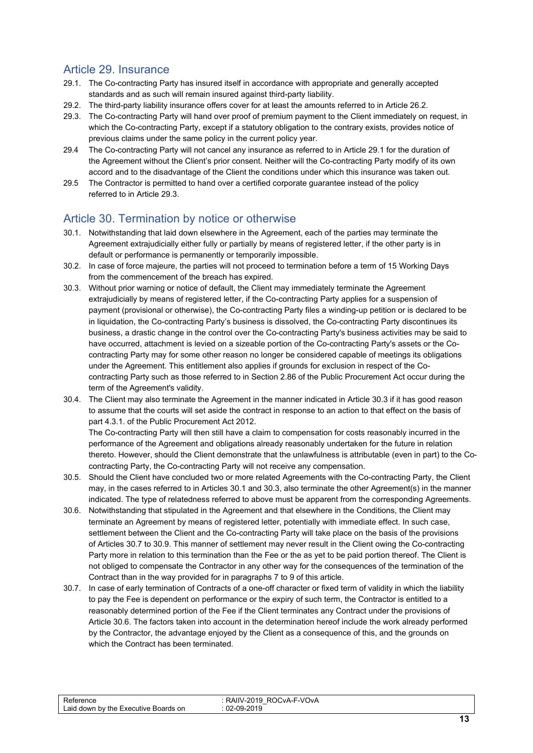## Article 29. Insurance

29.1. The Co-contracting Party has insured itself in accordance with appropriate and generally accepted standards and as such will remain insured against third-party liability.

29.2. The third-party liability insurance offers cover for at least the amounts referred to in Article 26.2.

29.3. The Co-contracting Party will hand over proof of premium payment to the Client immediately on request, in which the Co-contracting Party, except if a statutory obligation to the contrary exists, provides notice of previous claims under the same policy in the current policy year.

29.4 The Co-contracting Party will not cancel any insurance as referred to in Article 29.1 for the duration of the Agreement without the Client's prior consent. Neither will the Co-contracting Party modify of its own accord and to the disadvantage of the Client the conditions under which this insurance was taken out.

29.5 The Contractor is permitted to hand over a certified corporate guarantee instead of the policy referred to in Article 29.3.

## Article 30. Termination by notice or otherwise

30.1. Notwithstanding that laid down elsewhere in the Agreement, each of the parties may terminate the Agreement extrajudicially either fully or partially by means of registered letter, if the other party is in default or performance is permanently or temporarily impossible.

30.2. In case of force majeure, the parties will not proceed to termination before a term of 15 Working Days from the commencement of the breach has expired.

30.3. Without prior warning or notice of default, the Client may immediately terminate the Agreement extrajudicially by means of registered letter, if the Co-contracting Party applies for a suspension of payment (provisional or otherwise), the Co-contracting Party files a winding-up petition or is declared to be in liquidation, the Co-contracting Party's business is dissolved, the Co-contracting Party discontinues its business, a drastic change in the control over the Co-contracting Party's business activities may be said to have occurred, attachment is levied on a sizeable portion of the Co-contracting Party's assets or the Co-contracting Party may for some other reason no longer be considered capable of meetings its obligations under the Agreement. This entitlement also applies if grounds for exclusion in respect of the Co-contracting Party such as those referred to in Section 2.86 of the Public Procurement Act occur during the term of the Agreement's validity.

30.4. The Client may also terminate the Agreement in the manner indicated in Article 30.3 if it has good reason to assume that the courts will set aside the contract in response to an action to that effect on the basis of part 4.3.1. of the Public Procurement Act 2012.
The Co-contracting Party will then still have a claim to compensation for costs reasonably incurred in the performance of the Agreement and obligations already reasonably undertaken for the future in relation thereto. However, should the Client demonstrate that the unlawfulness is attributable (even in part) to the Co-contracting Party, the Co-contracting Party will not receive any compensation.

30.5. Should the Client have concluded two or more related Agreements with the Co-contracting Party, the Client may, in the cases referred to in Articles 30.1 and 30.3, also terminate the other Agreement(s) in the manner indicated. The type of relatedness referred to above must be apparent from the corresponding Agreements.

30.6. Notwithstanding that stipulated in the Agreement and that elsewhere in the Conditions, the Client may terminate an Agreement by means of registered letter, potentially with immediate effect. In such case, settlement between the Client and the Co-contracting Party will take place on the basis of the provisions of Articles 30.7 to 30.9. This manner of settlement may never result in the Client owing the Co-contracting Party more in relation to this termination than the Fee or the as yet to be paid portion thereof. The Client is not obliged to compensate the Contractor in any other way for the consequences of the termination of the Contract than in the way provided for in paragraphs 7 to 9 of this article.

30.7. In case of early termination of Contracts of a one-off character or fixed term of validity in which the liability to pay the Fee is dependent on performance or the expiry of such term, the Contractor is entitled to a reasonably determined portion of the Fee if the Client terminates any Contract under the provisions of Article 30.6. The factors taken into account in the determination hereof include the work already performed by the Contractor, the advantage enjoyed by the Client as a consequence of this, and the grounds on which the Contract has been terminated.

| Reference | : RAIIV-2019_ROCvA-F-VOvA |
|---|---|
| Laid down by the Executive Boards on | : 02-09-2019 |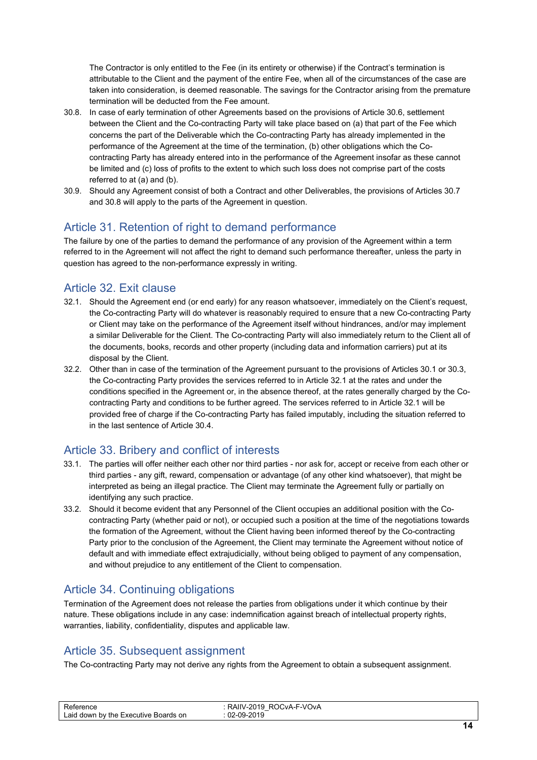The Contractor is only entitled to the Fee (in its entirety or otherwise) if the Contract's termination is attributable to the Client and the payment of the entire Fee, when all of the circumstances of the case are taken into consideration, is deemed reasonable. The savings for the Contractor arising from the premature termination will be deducted from the Fee amount.

30.8. In case of early termination of other Agreements based on the provisions of Article 30.6, settlement between the Client and the Co-contracting Party will take place based on (a) that part of the Fee which concerns the part of the Deliverable which the Co-contracting Party has already implemented in the performance of the Agreement at the time of the termination, (b) other obligations which the Co-contracting Party has already entered into in the performance of the Agreement insofar as these cannot be limited and (c) loss of profits to the extent to which such loss does not comprise part of the costs referred to at (a) and (b).

30.9. Should any Agreement consist of both a Contract and other Deliverables, the provisions of Articles 30.7 and 30.8 will apply to the parts of the Agreement in question.

## Article 31. Retention of right to demand performance

The failure by one of the parties to demand the performance of any provision of the Agreement within a term referred to in the Agreement will not affect the right to demand such performance thereafter, unless the party in question has agreed to the non-performance expressly in writing.

## Article 32. Exit clause

32.1. Should the Agreement end (or end early) for any reason whatsoever, immediately on the Client's request, the Co-contracting Party will do whatever is reasonably required to ensure that a new Co-contracting Party or Client may take on the performance of the Agreement itself without hindrances, and/or may implement a similar Deliverable for the Client. The Co-contracting Party will also immediately return to the Client all of the documents, books, records and other property (including data and information carriers) put at its disposal by the Client.

32.2. Other than in case of the termination of the Agreement pursuant to the provisions of Articles 30.1 or 30.3, the Co-contracting Party provides the services referred to in Article 32.1 at the rates and under the conditions specified in the Agreement or, in the absence thereof, at the rates generally charged by the Co-contracting Party and conditions to be further agreed. The services referred to in Article 32.1 will be provided free of charge if the Co-contracting Party has failed imputably, including the situation referred to in the last sentence of Article 30.4.

## Article 33. Bribery and conflict of interests

33.1. The parties will offer neither each other nor third parties - nor ask for, accept or receive from each other or third parties - any gift, reward, compensation or advantage (of any other kind whatsoever), that might be interpreted as being an illegal practice. The Client may terminate the Agreement fully or partially on identifying any such practice.

33.2. Should it become evident that any Personnel of the Client occupies an additional position with the Co-contracting Party (whether paid or not), or occupied such a position at the time of the negotiations towards the formation of the Agreement, without the Client having been informed thereof by the Co-contracting Party prior to the conclusion of the Agreement, the Client may terminate the Agreement without notice of default and with immediate effect extrajudicially, without being obliged to payment of any compensation, and without prejudice to any entitlement of the Client to compensation.

## Article 34. Continuing obligations

Termination of the Agreement does not release the parties from obligations under it which continue by their nature. These obligations include in any case: indemnification against breach of intellectual property rights, warranties, liability, confidentiality, disputes and applicable law.

## Article 35. Subsequent assignment

The Co-contracting Party may not derive any rights from the Agreement to obtain a subsequent assignment.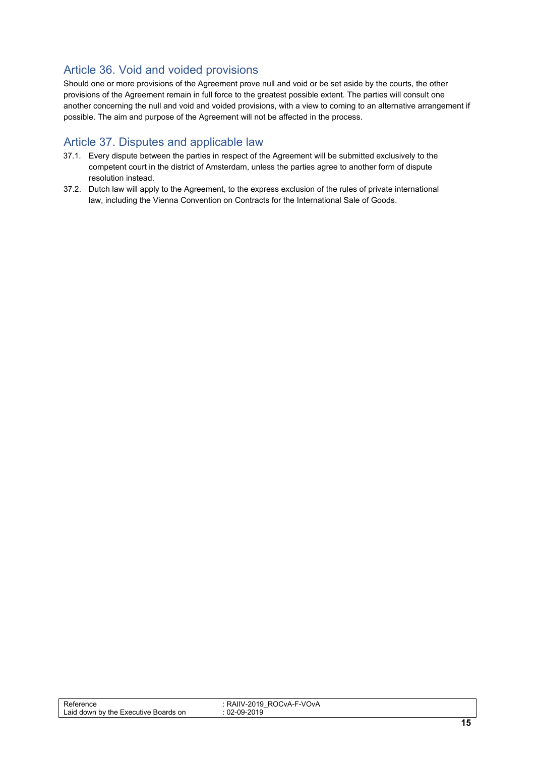## Article 36. Void and voided provisions

Should one or more provisions of the Agreement prove null and void or be set aside by the courts, the other provisions of the Agreement remain in full force to the greatest possible extent. The parties will consult one another concerning the null and void and voided provisions, with a view to coming to an alternative arrangement if possible. The aim and purpose of the Agreement will not be affected in the process.

## Article 37. Disputes and applicable law

37.1. Every dispute between the parties in respect of the Agreement will be submitted exclusively to the competent court in the district of Amsterdam, unless the parties agree to another form of dispute resolution instead.

37.2. Dutch law will apply to the Agreement, to the express exclusion of the rules of private international law, including the Vienna Convention on Contracts for the International Sale of Goods.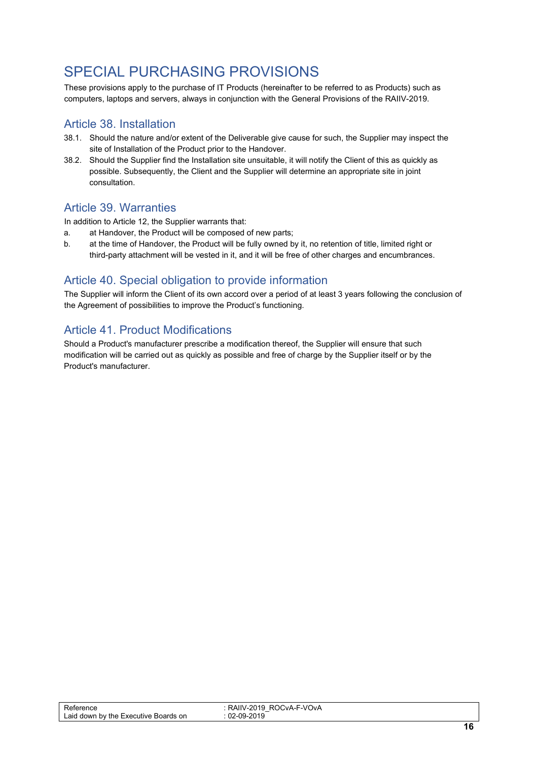# SPECIAL PURCHASING PROVISIONS

These provisions apply to the purchase of IT Products (hereinafter to be referred to as Products) such as computers, laptops and servers, always in conjunction with the General Provisions of the RAIIV-2019.

## Article 38. Installation

38.1. Should the nature and/or extent of the Deliverable give cause for such, the Supplier may inspect the site of Installation of the Product prior to the Handover.

38.2. Should the Supplier find the Installation site unsuitable, it will notify the Client of this as quickly as possible. Subsequently, the Client and the Supplier will determine an appropriate site in joint consultation.

## Article 39. Warranties

In addition to Article 12, the Supplier warrants that:

a. at Handover, the Product will be composed of new parts;

b. at the time of Handover, the Product will be fully owned by it, no retention of title, limited right or third-party attachment will be vested in it, and it will be free of other charges and encumbrances.

## Article 40. Special obligation to provide information

The Supplier will inform the Client of its own accord over a period of at least 3 years following the conclusion of the Agreement of possibilities to improve the Product's functioning.

## Article 41. Product Modifications

Should a Product's manufacturer prescribe a modification thereof, the Supplier will ensure that such modification will be carried out as quickly as possible and free of charge by the Supplier itself or by the Product's manufacturer.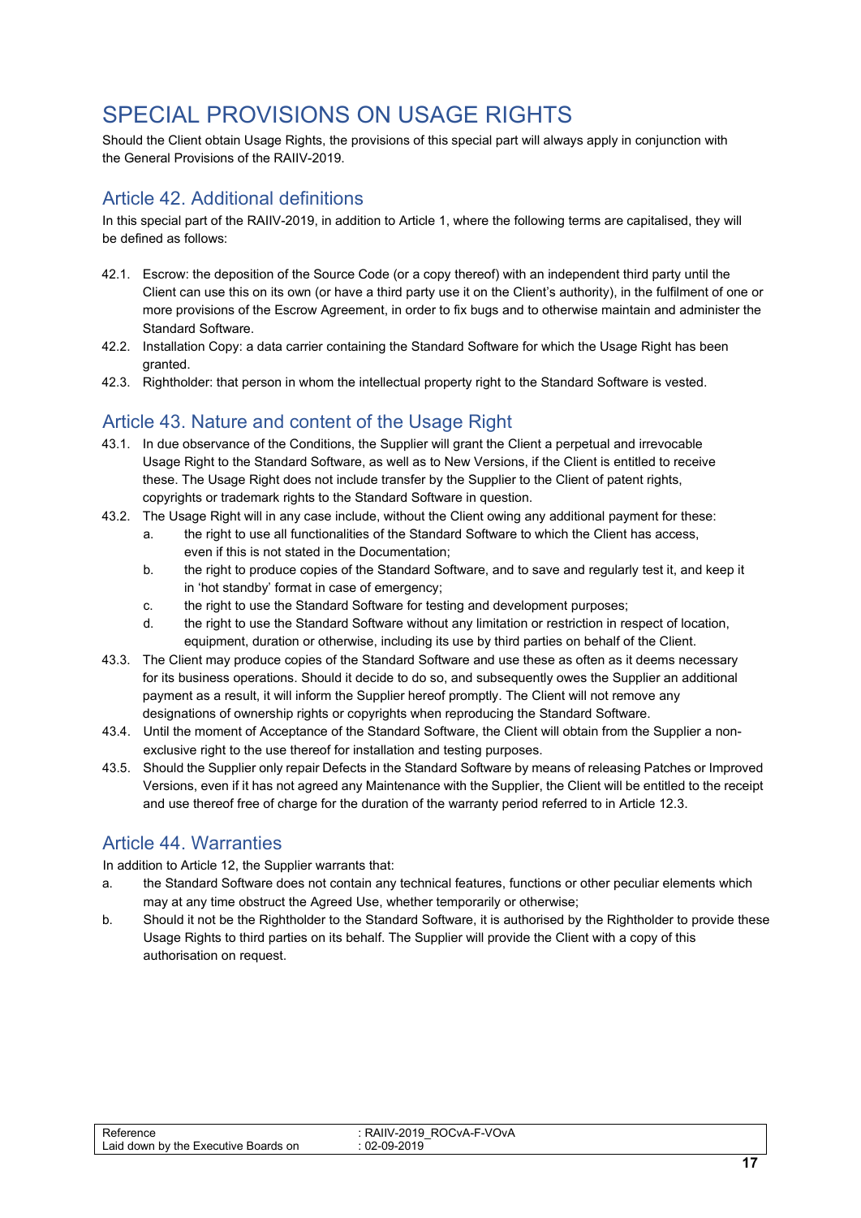# SPECIAL PROVISIONS ON USAGE RIGHTS

Should the Client obtain Usage Rights, the provisions of this special part will always apply in conjunction with the General Provisions of the RAIIV-2019.

## Article 42. Additional definitions

In this special part of the RAIIV-2019, in addition to Article 1, where the following terms are capitalised, they will be defined as follows:

42.1. Escrow: the deposition of the Source Code (or a copy thereof) with an independent third party until the Client can use this on its own (or have a third party use it on the Client's authority), in the fulfilment of one or more provisions of the Escrow Agreement, in order to fix bugs and to otherwise maintain and administer the Standard Software.

42.2. Installation Copy: a data carrier containing the Standard Software for which the Usage Right has been granted.

42.3. Rightholder: that person in whom the intellectual property right to the Standard Software is vested.

## Article 43. Nature and content of the Usage Right

43.1. In due observance of the Conditions, the Supplier will grant the Client a perpetual and irrevocable Usage Right to the Standard Software, as well as to New Versions, if the Client is entitled to receive these. The Usage Right does not include transfer by the Supplier to the Client of patent rights, copyrights or trademark rights to the Standard Software in question.

43.2. The Usage Right will in any case include, without the Client owing any additional payment for these:

   a. the right to use all functionalities of the Standard Software to which the Client has access, even if this is not stated in the Documentation;
   b. the right to produce copies of the Standard Software, and to save and regularly test it, and keep it in 'hot standby' format in case of emergency;
   c. the right to use the Standard Software for testing and development purposes;
   d. the right to use the Standard Software without any limitation or restriction in respect of location, equipment, duration or otherwise, including its use by third parties on behalf of the Client.

43.3. The Client may produce copies of the Standard Software and use these as often as it deems necessary for its business operations. Should it decide to do so, and subsequently owes the Supplier an additional payment as a result, it will inform the Supplier hereof promptly. The Client will not remove any designations of ownership rights or copyrights when reproducing the Standard Software.

43.4. Until the moment of Acceptance of the Standard Software, the Client will obtain from the Supplier a non-exclusive right to the use thereof for installation and testing purposes.

43.5. Should the Supplier only repair Defects in the Standard Software by means of releasing Patches or Improved Versions, even if it has not agreed any Maintenance with the Supplier, the Client will be entitled to the receipt and use thereof free of charge for the duration of the warranty period referred to in Article 12.3.

## Article 44. Warranties

In addition to Article 12, the Supplier warrants that:

a. the Standard Software does not contain any technical features, functions or other peculiar elements which may at any time obstruct the Agreed Use, whether temporarily or otherwise;

b. Should it not be the Rightholder to the Standard Software, it is authorised by the Rightholder to provide these Usage Rights to third parties on its behalf. The Supplier will provide the Client with a copy of this authorisation on request.

| Reference | : RAIIV-2019_ROCvA-F-VOvA |
| --- | --- |
| Laid down by the Executive Boards on | : 02-09-2019 |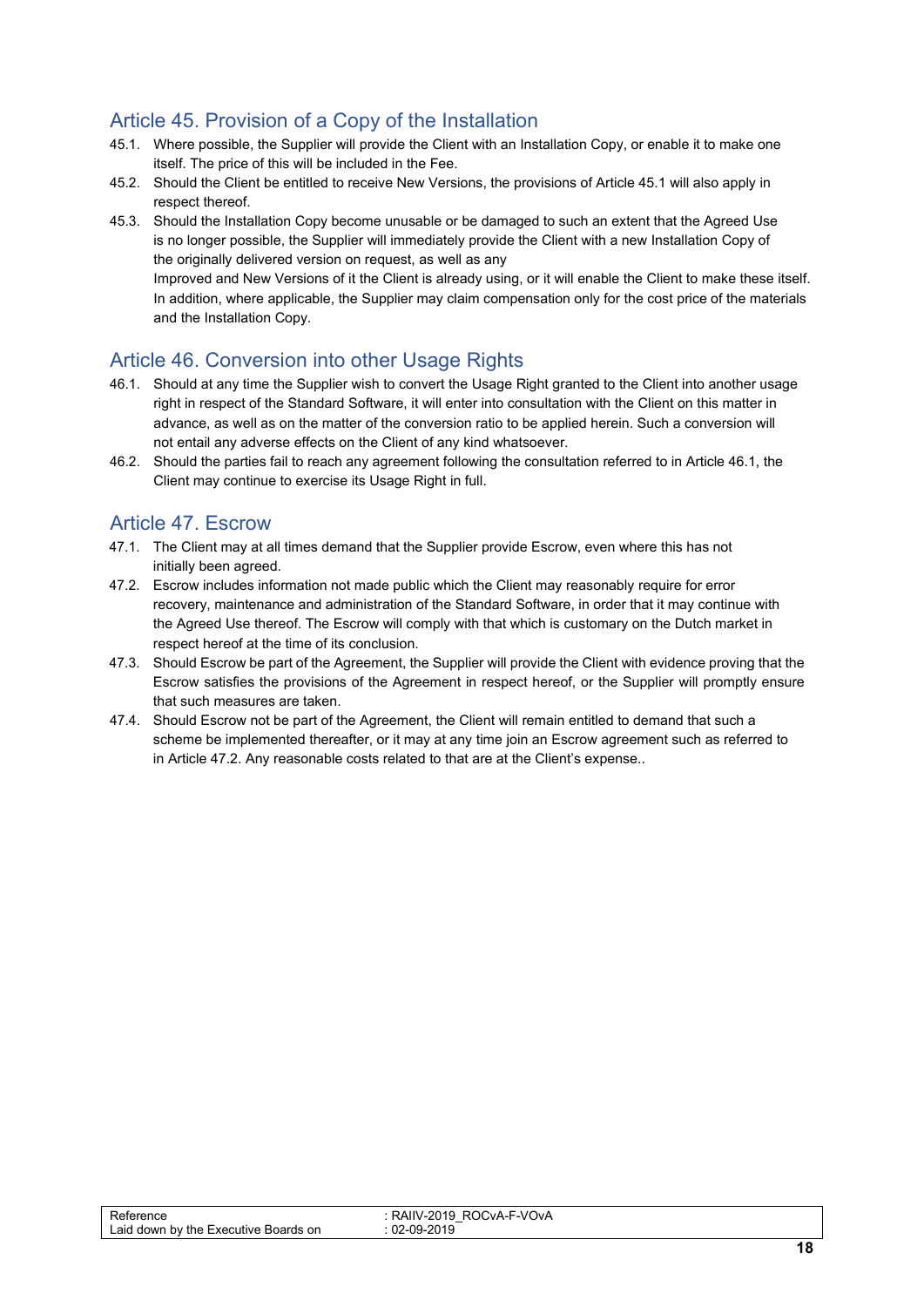## Article 45. Provision of a Copy of the Installation

45.1. Where possible, the Supplier will provide the Client with an Installation Copy, or enable it to make one itself. The price of this will be included in the Fee.

45.2. Should the Client be entitled to receive New Versions, the provisions of Article 45.1 will also apply in respect thereof.

45.3. Should the Installation Copy become unusable or be damaged to such an extent that the Agreed Use is no longer possible, the Supplier will immediately provide the Client with a new Installation Copy of the originally delivered version on request, as well as any Improved and New Versions of it the Client is already using, or it will enable the Client to make these itself. In addition, where applicable, the Supplier may claim compensation only for the cost price of the materials and the Installation Copy.

## Article 46. Conversion into other Usage Rights

46.1. Should at any time the Supplier wish to convert the Usage Right granted to the Client into another usage right in respect of the Standard Software, it will enter into consultation with the Client on this matter in advance, as well as on the matter of the conversion ratio to be applied herein. Such a conversion will not entail any adverse effects on the Client of any kind whatsoever.

46.2. Should the parties fail to reach any agreement following the consultation referred to in Article 46.1, the Client may continue to exercise its Usage Right in full.

## Article 47. Escrow

47.1. The Client may at all times demand that the Supplier provide Escrow, even where this has not initially been agreed.

47.2. Escrow includes information not made public which the Client may reasonably require for error recovery, maintenance and administration of the Standard Software, in order that it may continue with the Agreed Use thereof. The Escrow will comply with that which is customary on the Dutch market in respect hereof at the time of its conclusion.

47.3. Should Escrow be part of the Agreement, the Supplier will provide the Client with evidence proving that the Escrow satisfies the provisions of the Agreement in respect hereof, or the Supplier will promptly ensure that such measures are taken.

47.4. Should Escrow not be part of the Agreement, the Client will remain entitled to demand that such a scheme be implemented thereafter, or it may at any time join an Escrow agreement such as referred to in Article 47.2. Any reasonable costs related to that are at the Client's expense..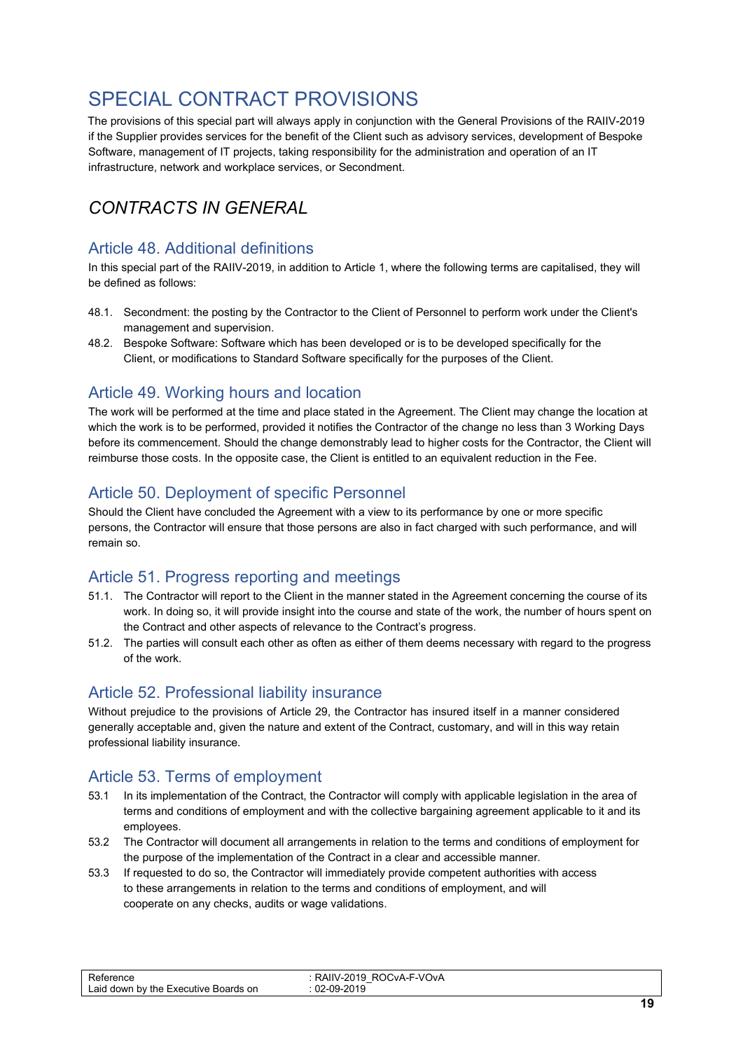# SPECIAL CONTRACT PROVISIONS

The provisions of this special part will always apply in conjunction with the General Provisions of the RAIIV-2019 if the Supplier provides services for the benefit of the Client such as advisory services, development of Bespoke Software, management of IT projects, taking responsibility for the administration and operation of an IT infrastructure, network and workplace services, or Secondment.

## *CONTRACTS IN GENERAL*

### Article 48. Additional definitions

In this special part of the RAIIV-2019, in addition to Article 1, where the following terms are capitalised, they will be defined as follows:

48.1. Secondment: the posting by the Contractor to the Client of Personnel to perform work under the Client's management and supervision.

48.2. Bespoke Software: Software which has been developed or is to be developed specifically for the Client, or modifications to Standard Software specifically for the purposes of the Client.

### Article 49. Working hours and location

The work will be performed at the time and place stated in the Agreement. The Client may change the location at which the work is to be performed, provided it notifies the Contractor of the change no less than 3 Working Days before its commencement. Should the change demonstrably lead to higher costs for the Contractor, the Client will reimburse those costs. In the opposite case, the Client is entitled to an equivalent reduction in the Fee.

### Article 50. Deployment of specific Personnel

Should the Client have concluded the Agreement with a view to its performance by one or more specific persons, the Contractor will ensure that those persons are also in fact charged with such performance, and will remain so.

### Article 51. Progress reporting and meetings

51.1. The Contractor will report to the Client in the manner stated in the Agreement concerning the course of its work. In doing so, it will provide insight into the course and state of the work, the number of hours spent on the Contract and other aspects of relevance to the Contract's progress.

51.2. The parties will consult each other as often as either of them deems necessary with regard to the progress of the work.

### Article 52. Professional liability insurance

Without prejudice to the provisions of Article 29, the Contractor has insured itself in a manner considered generally acceptable and, given the nature and extent of the Contract, customary, and will in this way retain professional liability insurance.

### Article 53. Terms of employment

53.1 In its implementation of the Contract, the Contractor will comply with applicable legislation in the area of terms and conditions of employment and with the collective bargaining agreement applicable to it and its employees.

53.2 The Contractor will document all arrangements in relation to the terms and conditions of employment for the purpose of the implementation of the Contract in a clear and accessible manner.

53.3 If requested to do so, the Contractor will immediately provide competent authorities with access to these arrangements in relation to the terms and conditions of employment, and will cooperate on any checks, audits or wage validations.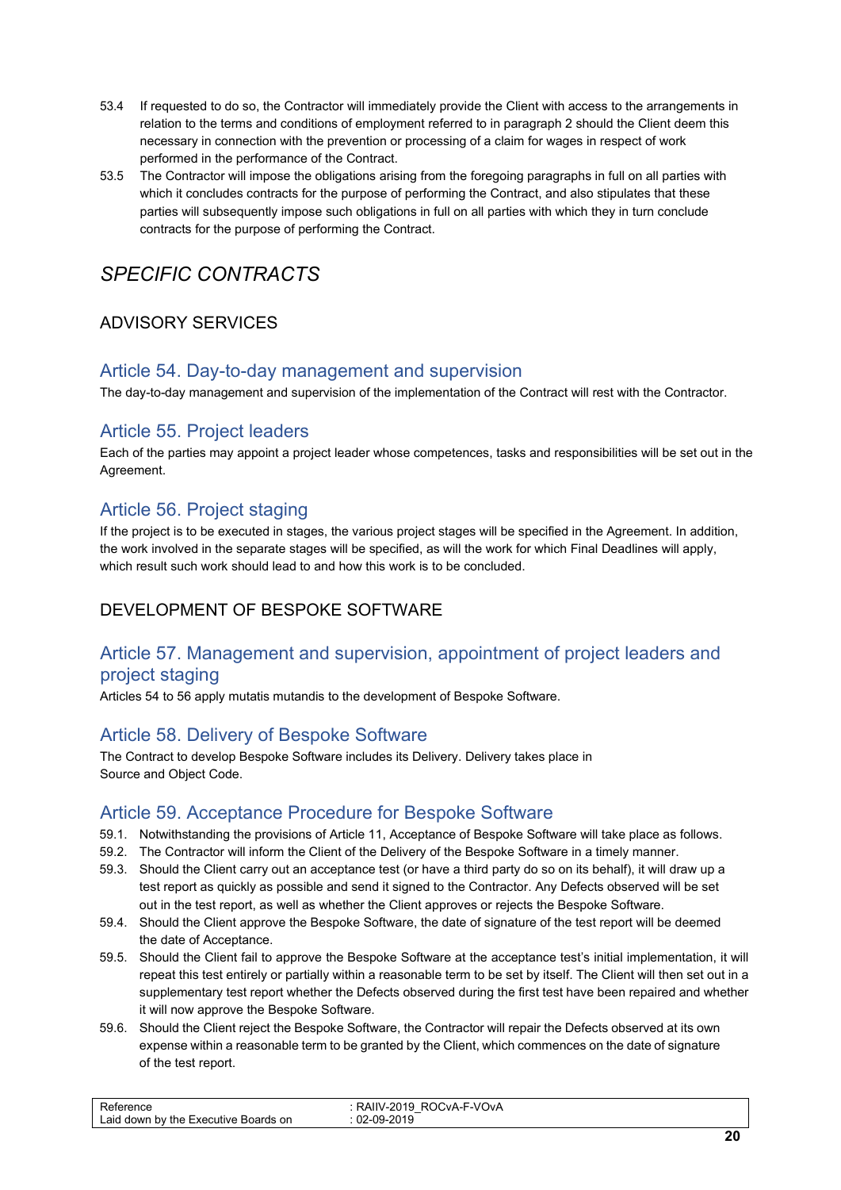53.4 If requested to do so, the Contractor will immediately provide the Client with access to the arrangements in relation to the terms and conditions of employment referred to in paragraph 2 should the Client deem this necessary in connection with the prevention or processing of a claim for wages in respect of work performed in the performance of the Contract.

53.5 The Contractor will impose the obligations arising from the foregoing paragraphs in full on all parties with which it concludes contracts for the purpose of performing the Contract, and also stipulates that these parties will subsequently impose such obligations in full on all parties with which they in turn conclude contracts for the purpose of performing the Contract.

# *SPECIFIC CONTRACTS*

## ADVISORY SERVICES

### Article 54. Day-to-day management and supervision

The day-to-day management and supervision of the implementation of the Contract will rest with the Contractor.

### Article 55. Project leaders

Each of the parties may appoint a project leader whose competences, tasks and responsibilities will be set out in the Agreement.

### Article 56. Project staging

If the project is to be executed in stages, the various project stages will be specified in the Agreement. In addition, the work involved in the separate stages will be specified, as will the work for which Final Deadlines will apply, which result such work should lead to and how this work is to be concluded.

## DEVELOPMENT OF BESPOKE SOFTWARE

### Article 57. Management and supervision, appointment of project leaders and project staging

Articles 54 to 56 apply mutatis mutandis to the development of Bespoke Software.

### Article 58. Delivery of Bespoke Software

The Contract to develop Bespoke Software includes its Delivery. Delivery takes place in Source and Object Code.

### Article 59. Acceptance Procedure for Bespoke Software

59.1. Notwithstanding the provisions of Article 11, Acceptance of Bespoke Software will take place as follows.

59.2. The Contractor will inform the Client of the Delivery of the Bespoke Software in a timely manner.

59.3. Should the Client carry out an acceptance test (or have a third party do so on its behalf), it will draw up a test report as quickly as possible and send it signed to the Contractor. Any Defects observed will be set out in the test report, as well as whether the Client approves or rejects the Bespoke Software.

59.4. Should the Client approve the Bespoke Software, the date of signature of the test report will be deemed the date of Acceptance.

59.5. Should the Client fail to approve the Bespoke Software at the acceptance test's initial implementation, it will repeat this test entirely or partially within a reasonable term to be set by itself. The Client will then set out in a supplementary test report whether the Defects observed during the first test have been repaired and whether it will now approve the Bespoke Software.

59.6. Should the Client reject the Bespoke Software, the Contractor will repair the Defects observed at its own expense within a reasonable term to be granted by the Client, which commences on the date of signature of the test report.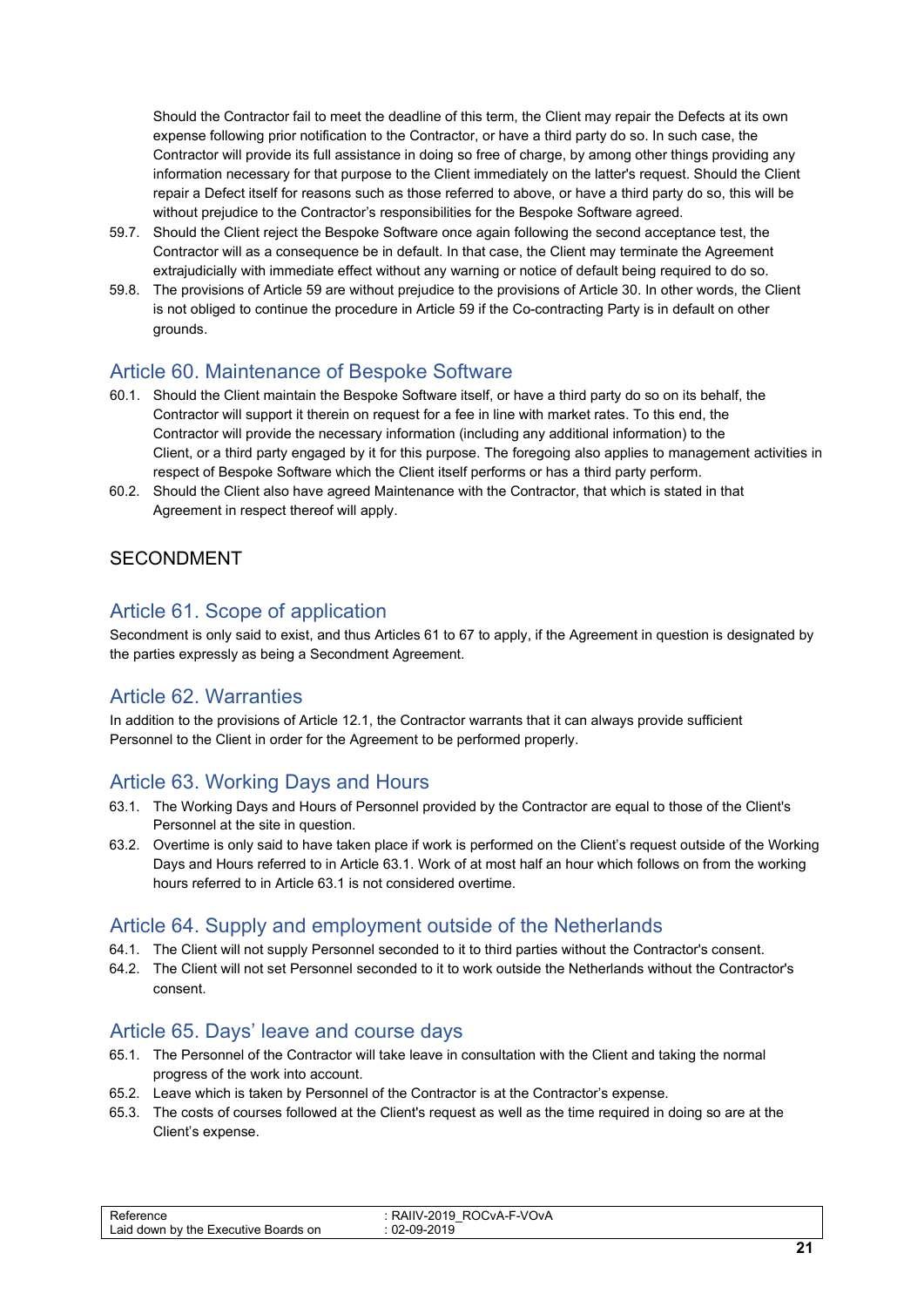Should the Contractor fail to meet the deadline of this term, the Client may repair the Defects at its own expense following prior notification to the Contractor, or have a third party do so. In such case, the Contractor will provide its full assistance in doing so free of charge, by among other things providing any information necessary for that purpose to the Client immediately on the latter's request. Should the Client repair a Defect itself for reasons such as those referred to above, or have a third party do so, this will be without prejudice to the Contractor's responsibilities for the Bespoke Software agreed.

59.7. Should the Client reject the Bespoke Software once again following the second acceptance test, the Contractor will as a consequence be in default. In that case, the Client may terminate the Agreement extrajudicially with immediate effect without any warning or notice of default being required to do so.

59.8. The provisions of Article 59 are without prejudice to the provisions of Article 30. In other words, the Client is not obliged to continue the procedure in Article 59 if the Co-contracting Party is in default on other grounds.

## Article 60. Maintenance of Bespoke Software

60.1. Should the Client maintain the Bespoke Software itself, or have a third party do so on its behalf, the Contractor will support it therein on request for a fee in line with market rates. To this end, the Contractor will provide the necessary information (including any additional information) to the Client, or a third party engaged by it for this purpose. The foregoing also applies to management activities in respect of Bespoke Software which the Client itself performs or has a third party perform.

60.2. Should the Client also have agreed Maintenance with the Contractor, that which is stated in that Agreement in respect thereof will apply.

# SECONDMENT

## Article 61. Scope of application

Secondment is only said to exist, and thus Articles 61 to 67 to apply, if the Agreement in question is designated by the parties expressly as being a Secondment Agreement.

## Article 62. Warranties

In addition to the provisions of Article 12.1, the Contractor warrants that it can always provide sufficient Personnel to the Client in order for the Agreement to be performed properly.

## Article 63. Working Days and Hours

63.1. The Working Days and Hours of Personnel provided by the Contractor are equal to those of the Client's Personnel at the site in question.

63.2. Overtime is only said to have taken place if work is performed on the Client's request outside of the Working Days and Hours referred to in Article 63.1. Work of at most half an hour which follows on from the working hours referred to in Article 63.1 is not considered overtime.

## Article 64. Supply and employment outside of the Netherlands

64.1. The Client will not supply Personnel seconded to it to third parties without the Contractor's consent.

64.2. The Client will not set Personnel seconded to it to work outside the Netherlands without the Contractor's consent.

## Article 65. Days' leave and course days

65.1. The Personnel of the Contractor will take leave in consultation with the Client and taking the normal progress of the work into account.

65.2. Leave which is taken by Personnel of the Contractor is at the Contractor's expense.

65.3. The costs of courses followed at the Client's request as well as the time required in doing so are at the Client's expense.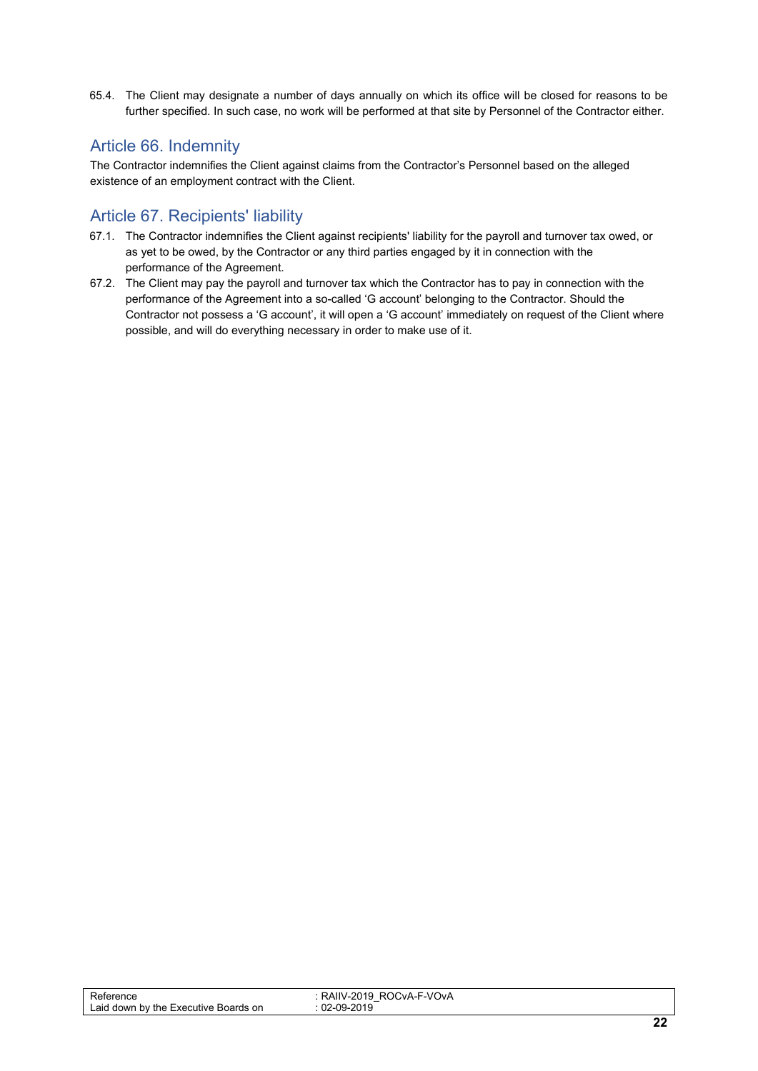65.4. The Client may designate a number of days annually on which its office will be closed for reasons to be further specified. In such case, no work will be performed at that site by Personnel of the Contractor either.

## Article 66. Indemnity

The Contractor indemnifies the Client against claims from the Contractor's Personnel based on the alleged existence of an employment contract with the Client.

## Article 67. Recipients' liability

67.1. The Contractor indemnifies the Client against recipients' liability for the payroll and turnover tax owed, or as yet to be owed, by the Contractor or any third parties engaged by it in connection with the performance of the Agreement.

67.2. The Client may pay the payroll and turnover tax which the Contractor has to pay in connection with the performance of the Agreement into a so-called 'G account' belonging to the Contractor. Should the Contractor not possess a 'G account', it will open a 'G account' immediately on request of the Client where possible, and will do everything necessary in order to make use of it.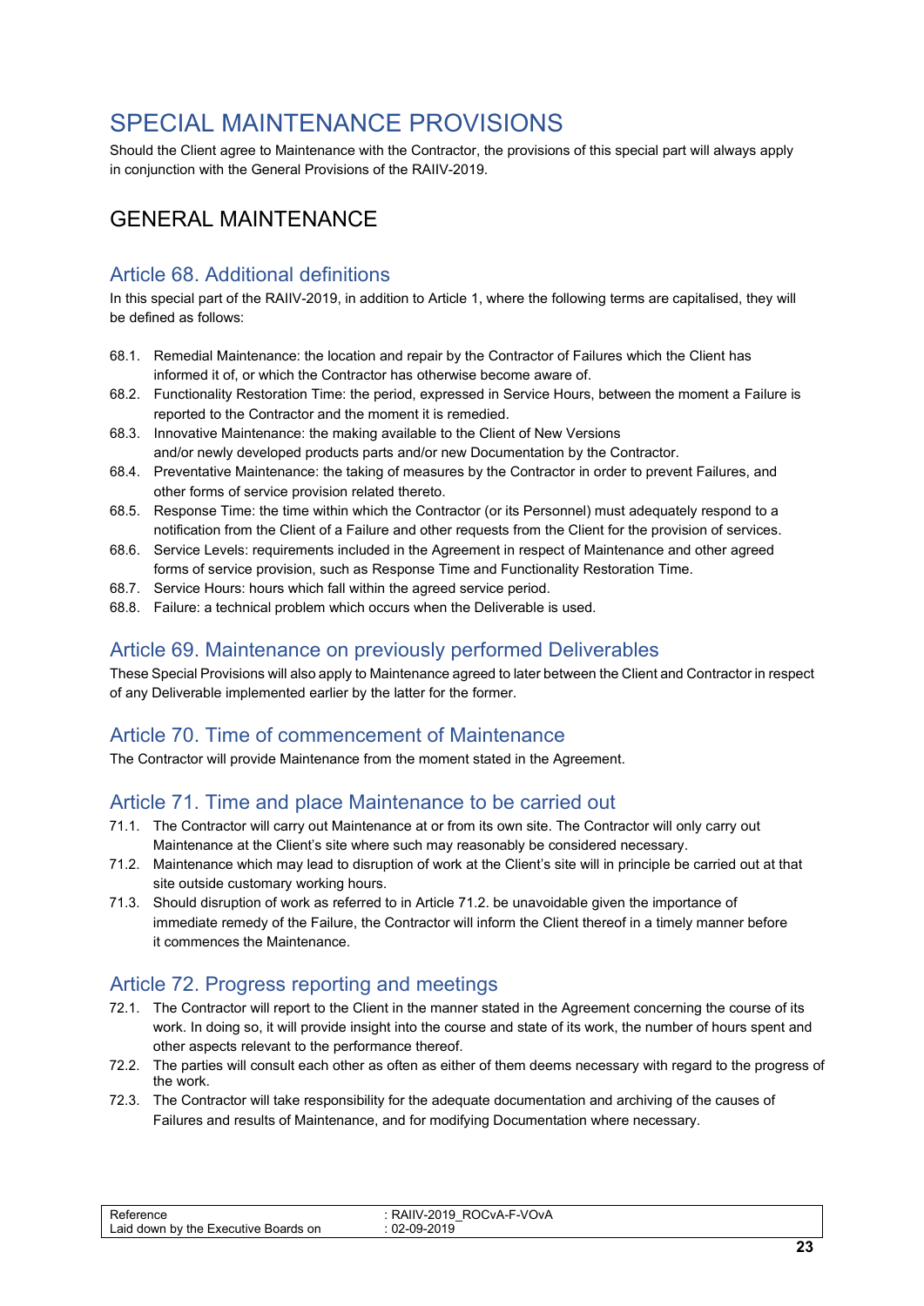# SPECIAL MAINTENANCE PROVISIONS

Should the Client agree to Maintenance with the Contractor, the provisions of this special part will always apply in conjunction with the General Provisions of the RAIIV-2019.

## GENERAL MAINTENANCE

### Article 68. Additional definitions

In this special part of the RAIIV-2019, in addition to Article 1, where the following terms are capitalised, they will be defined as follows:

68.1. Remedial Maintenance: the location and repair by the Contractor of Failures which the Client has informed it of, or which the Contractor has otherwise become aware of.
68.2. Functionality Restoration Time: the period, expressed in Service Hours, between the moment a Failure is reported to the Contractor and the moment it is remedied.
68.3. Innovative Maintenance: the making available to the Client of New Versions and/or newly developed products parts and/or new Documentation by the Contractor.
68.4. Preventative Maintenance: the taking of measures by the Contractor in order to prevent Failures, and other forms of service provision related thereto.
68.5. Response Time: the time within which the Contractor (or its Personnel) must adequately respond to a notification from the Client of a Failure and other requests from the Client for the provision of services.
68.6. Service Levels: requirements included in the Agreement in respect of Maintenance and other agreed forms of service provision, such as Response Time and Functionality Restoration Time.
68.7. Service Hours: hours which fall within the agreed service period.
68.8. Failure: a technical problem which occurs when the Deliverable is used.

### Article 69. Maintenance on previously performed Deliverables

These Special Provisions will also apply to Maintenance agreed to later between the Client and Contractor in respect of any Deliverable implemented earlier by the latter for the former.

### Article 70. Time of commencement of Maintenance

The Contractor will provide Maintenance from the moment stated in the Agreement.

### Article 71. Time and place Maintenance to be carried out

71.1. The Contractor will carry out Maintenance at or from its own site. The Contractor will only carry out Maintenance at the Client's site where such may reasonably be considered necessary.
71.2. Maintenance which may lead to disruption of work at the Client's site will in principle be carried out at that site outside customary working hours.
71.3. Should disruption of work as referred to in Article 71.2. be unavoidable given the importance of immediate remedy of the Failure, the Contractor will inform the Client thereof in a timely manner before it commences the Maintenance.

### Article 72. Progress reporting and meetings

72.1. The Contractor will report to the Client in the manner stated in the Agreement concerning the course of its work. In doing so, it will provide insight into the course and state of its work, the number of hours spent and other aspects relevant to the performance thereof.
72.2. The parties will consult each other as often as either of them deems necessary with regard to the progress of the work.
72.3. The Contractor will take responsibility for the adequate documentation and archiving of the causes of Failures and results of Maintenance, and for modifying Documentation where necessary.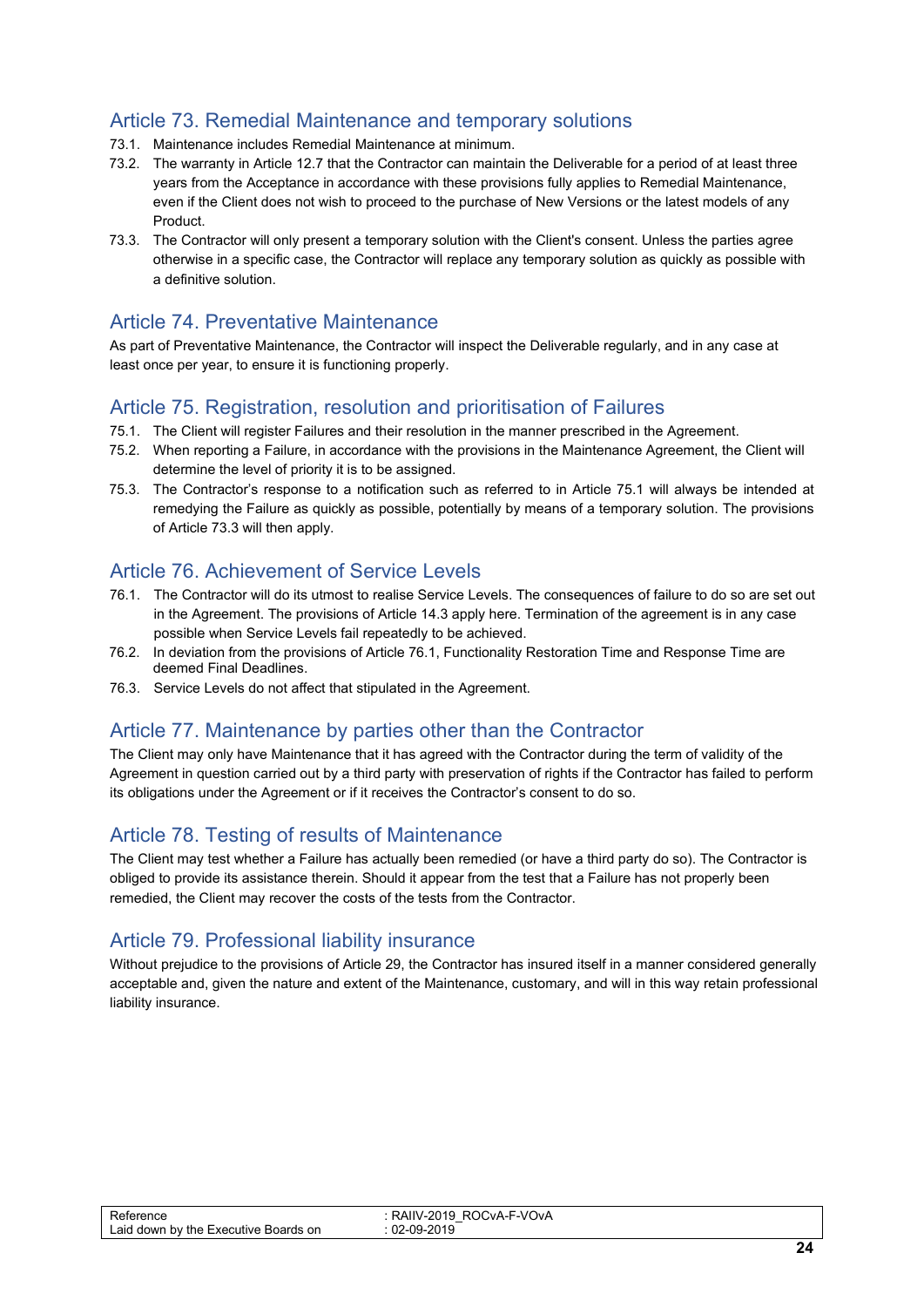## Article 73. Remedial Maintenance and temporary solutions

73.1. Maintenance includes Remedial Maintenance at minimum.

73.2. The warranty in Article 12.7 that the Contractor can maintain the Deliverable for a period of at least three years from the Acceptance in accordance with these provisions fully applies to Remedial Maintenance, even if the Client does not wish to proceed to the purchase of New Versions or the latest models of any Product.

73.3. The Contractor will only present a temporary solution with the Client's consent. Unless the parties agree otherwise in a specific case, the Contractor will replace any temporary solution as quickly as possible with a definitive solution.

## Article 74. Preventative Maintenance

As part of Preventative Maintenance, the Contractor will inspect the Deliverable regularly, and in any case at least once per year, to ensure it is functioning properly.

## Article 75. Registration, resolution and prioritisation of Failures

75.1. The Client will register Failures and their resolution in the manner prescribed in the Agreement.

75.2. When reporting a Failure, in accordance with the provisions in the Maintenance Agreement, the Client will determine the level of priority it is to be assigned.

75.3. The Contractor's response to a notification such as referred to in Article 75.1 will always be intended at remedying the Failure as quickly as possible, potentially by means of a temporary solution. The provisions of Article 73.3 will then apply.

## Article 76. Achievement of Service Levels

76.1. The Contractor will do its utmost to realise Service Levels. The consequences of failure to do so are set out in the Agreement. The provisions of Article 14.3 apply here. Termination of the agreement is in any case possible when Service Levels fail repeatedly to be achieved.

76.2. In deviation from the provisions of Article 76.1, Functionality Restoration Time and Response Time are deemed Final Deadlines.

76.3. Service Levels do not affect that stipulated in the Agreement.

## Article 77. Maintenance by parties other than the Contractor

The Client may only have Maintenance that it has agreed with the Contractor during the term of validity of the Agreement in question carried out by a third party with preservation of rights if the Contractor has failed to perform its obligations under the Agreement or if it receives the Contractor's consent to do so.

## Article 78. Testing of results of Maintenance

The Client may test whether a Failure has actually been remedied (or have a third party do so). The Contractor is obliged to provide its assistance therein. Should it appear from the test that a Failure has not properly been remedied, the Client may recover the costs of the tests from the Contractor.

## Article 79. Professional liability insurance

Without prejudice to the provisions of Article 29, the Contractor has insured itself in a manner considered generally acceptable and, given the nature and extent of the Maintenance, customary, and will in this way retain professional liability insurance.

| Reference | : RAIIV-2019_ROCvA-F-VOvA |
|---|---|
| Laid down by the Executive Boards on | : 02-09-2019 |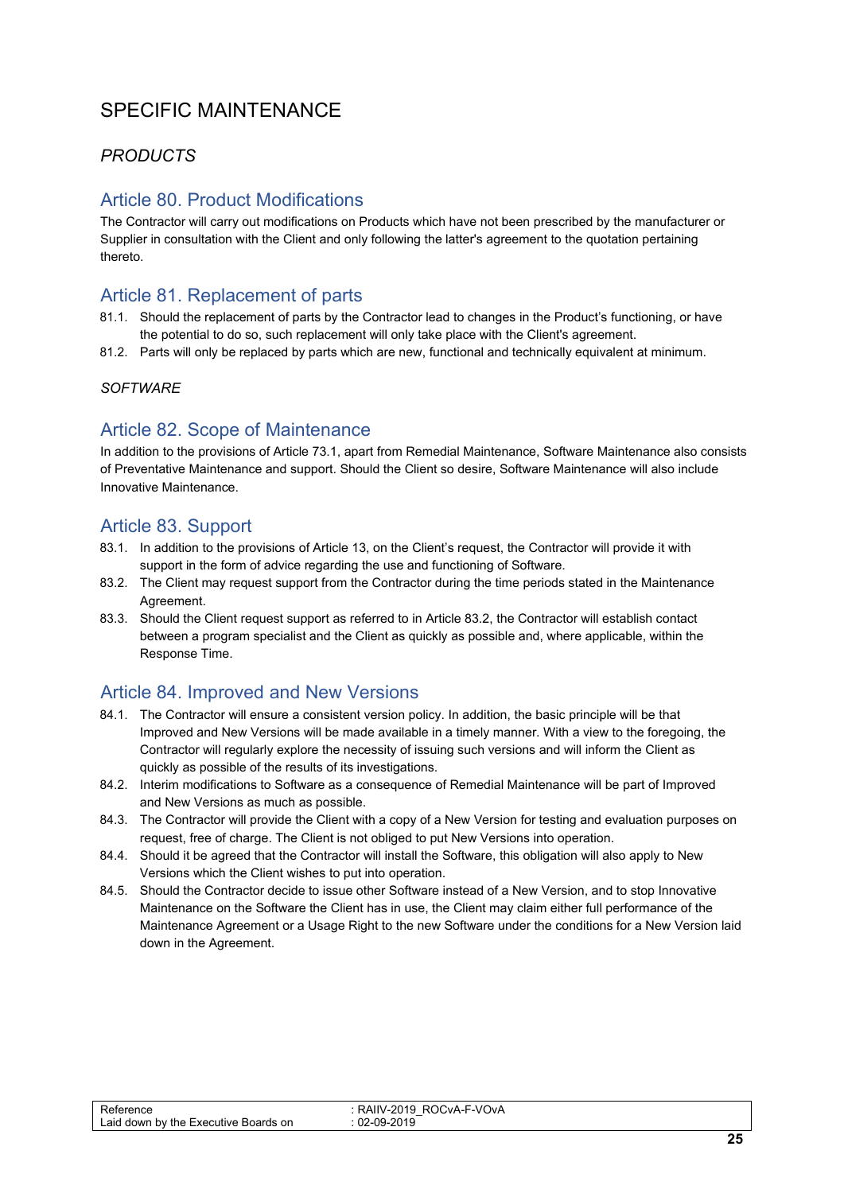# SPECIFIC MAINTENANCE

## *PRODUCTS*

### Article 80. Product Modifications

The Contractor will carry out modifications on Products which have not been prescribed by the manufacturer or Supplier in consultation with the Client and only following the latter's agreement to the quotation pertaining thereto.

### Article 81. Replacement of parts

81.1. Should the replacement of parts by the Contractor lead to changes in the Product's functioning, or have the potential to do so, such replacement will only take place with the Client's agreement.

81.2. Parts will only be replaced by parts which are new, functional and technically equivalent at minimum.

## *SOFTWARE*

### Article 82. Scope of Maintenance

In addition to the provisions of Article 73.1, apart from Remedial Maintenance, Software Maintenance also consists of Preventative Maintenance and support. Should the Client so desire, Software Maintenance will also include Innovative Maintenance.

### Article 83. Support

83.1. In addition to the provisions of Article 13, on the Client's request, the Contractor will provide it with support in the form of advice regarding the use and functioning of Software.

83.2. The Client may request support from the Contractor during the time periods stated in the Maintenance Agreement.

83.3. Should the Client request support as referred to in Article 83.2, the Contractor will establish contact between a program specialist and the Client as quickly as possible and, where applicable, within the Response Time.

### Article 84. Improved and New Versions

84.1. The Contractor will ensure a consistent version policy. In addition, the basic principle will be that Improved and New Versions will be made available in a timely manner. With a view to the foregoing, the Contractor will regularly explore the necessity of issuing such versions and will inform the Client as quickly as possible of the results of its investigations.

84.2. Interim modifications to Software as a consequence of Remedial Maintenance will be part of Improved and New Versions as much as possible.

84.3. The Contractor will provide the Client with a copy of a New Version for testing and evaluation purposes on request, free of charge. The Client is not obliged to put New Versions into operation.

84.4. Should it be agreed that the Contractor will install the Software, this obligation will also apply to New Versions which the Client wishes to put into operation.

84.5. Should the Contractor decide to issue other Software instead of a New Version, and to stop Innovative Maintenance on the Software the Client has in use, the Client may claim either full performance of the Maintenance Agreement or a Usage Right to the new Software under the conditions for a New Version laid down in the Agreement.